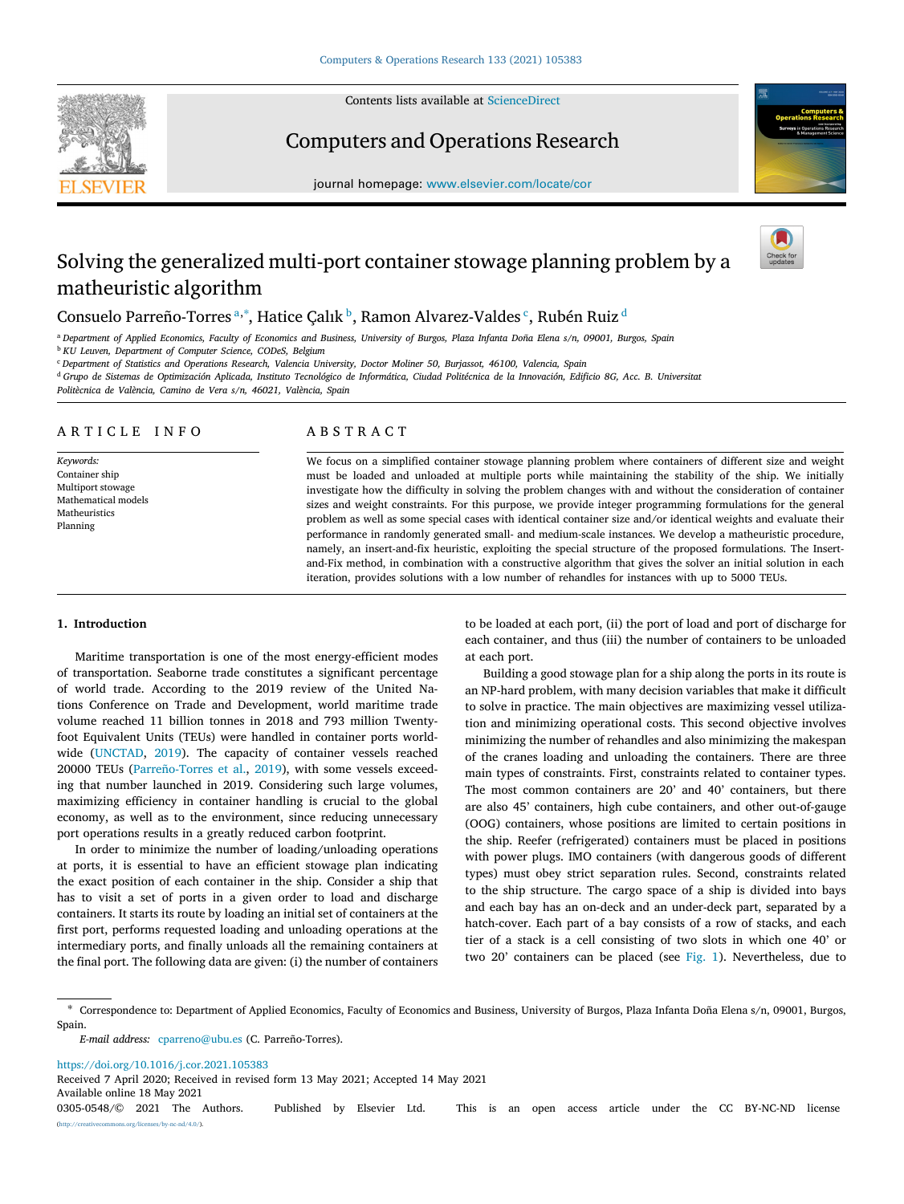# Solving the generalized multi-port container stowage planning problem by a matheuristic algorithm

Consuelo Parreño-Torres [a,*], Hatice Çalık [b], Ramon Alvarez-Valdes [c], Rubén Ruiz [d]

[a] Department of Applied Economics, Faculty of Economics and Business, University of Burgos, Plaza Infanta Doña Elena s/n, 09001, Burgos, Spain
[b] KU Leuven, Department of Computer Science, CODeS, Belgium
[c] Department of Statistics and Operations Research, Valencia University, Doctor Moliner 50, Burjassot, 46100, Valencia, Spain
[d] Grupo de Sistemas de Optimización Aplicada, Instituto Tecnológico de Informática, Ciudad Politécnica de la Innovación, Edificio 8G, Acc. B. Universitat Politècnica de València, Camino de Vera s/n, 46021, València, Spain

## ARTICLE INFO

*Keywords:*
Container ship
Multiport stowage
Mathematical models
Matheuristics
Planning

## ABSTRACT

We focus on a simplified container stowage planning problem where containers of different size and weight must be loaded and unloaded at multiple ports while maintaining the stability of the ship. We initially investigate how the difficulty in solving the problem changes with and without the consideration of container sizes and weight constraints. For this purpose, we provide integer programming formulations for the general problem as well as some special cases with identical container size and/or identical weights and evaluate their performance in randomly generated small- and medium-scale instances. We develop a matheuristic procedure, namely, an insert-and-fix heuristic, exploiting the special structure of the proposed formulations. The Insert-and-Fix method, in combination with a constructive algorithm that gives the solver an initial solution in each iteration, provides solutions with a low number of rehandles for instances with up to 5000 TEUs.

## 1. Introduction

Maritime transportation is one of the most energy-efficient modes of transportation. Seaborne trade constitutes a significant percentage of world trade. According to the 2019 review of the United Nations Conference on Trade and Development, world maritime trade volume reached 11 billion tonnes in 2018 and 793 million Twenty-foot Equivalent Units (TEUs) were handled in container ports worldwide (UNCTAD, 2019). The capacity of container vessels reached 20000 TEUs (Parreño-Torres et al., 2019), with some vessels exceeding that number launched in 2019. Considering such large volumes, maximizing efficiency in container handling is crucial to the global economy, as well as to the environment, since reducing unnecessary port operations results in a greatly reduced carbon footprint.

In order to minimize the number of loading/unloading operations at ports, it is essential to have an efficient stowage plan indicating the exact position of each container in the ship. Consider a ship that has to visit a set of ports in a given order to load and discharge containers. It starts its route by loading an initial set of containers at the first port, performs requested loading and unloading operations at the intermediary ports, and finally unloads all the remaining containers at the final port. The following data are given: (i) the number of containers to be loaded at each port, (ii) the port of load and port of discharge for each container, and thus (iii) the number of containers to be unloaded at each port.

Building a good stowage plan for a ship along the ports in its route is an NP-hard problem, with many decision variables that make it difficult to solve in practice. The main objectives are maximizing vessel utilization and minimizing operational costs. This second objective involves minimizing the number of rehandles and also minimizing the makespan of the cranes loading and unloading the containers. There are three main types of constraints. First, constraints related to container types. The most common containers are 20' and 40' containers, but there are also 45' containers, high cube containers, and other out-of-gauge (OOG) containers, whose positions are limited to certain positions in the ship. Reefer (refrigerated) containers must be placed in positions with power plugs. IMO containers (with dangerous goods of different types) must obey strict separation rules. Second, constraints related to the ship structure. The cargo space of a ship is divided into bays and each bay has an on-deck and an under-deck part, separated by a hatch-cover. Each part of a bay consists of a row of stacks, and each tier of a stack is a cell consisting of two slots in which one 40' or two 20' containers can be placed (see Fig. 1). Nevertheless, due to

---

* Correspondence to: Department of Applied Economics, Faculty of Economics and Business, University of Burgos, Plaza Infanta Doña Elena s/n, 09001, Burgos, Spain.
*E-mail address:* cparreno@ubu.es (C. Parreño-Torres).

https://doi.org/10.1016/j.cor.2021.105383
Received 7 April 2020; Received in revised form 13 May 2021; Accepted 14 May 2021
Available online 18 May 2021
0305-0548/© 2021 The Authors. Published by Elsevier Ltd. This is an open access article under the CC BY-NC-ND license (http://creativecommons.org/licenses/by-nc-nd/4.0/).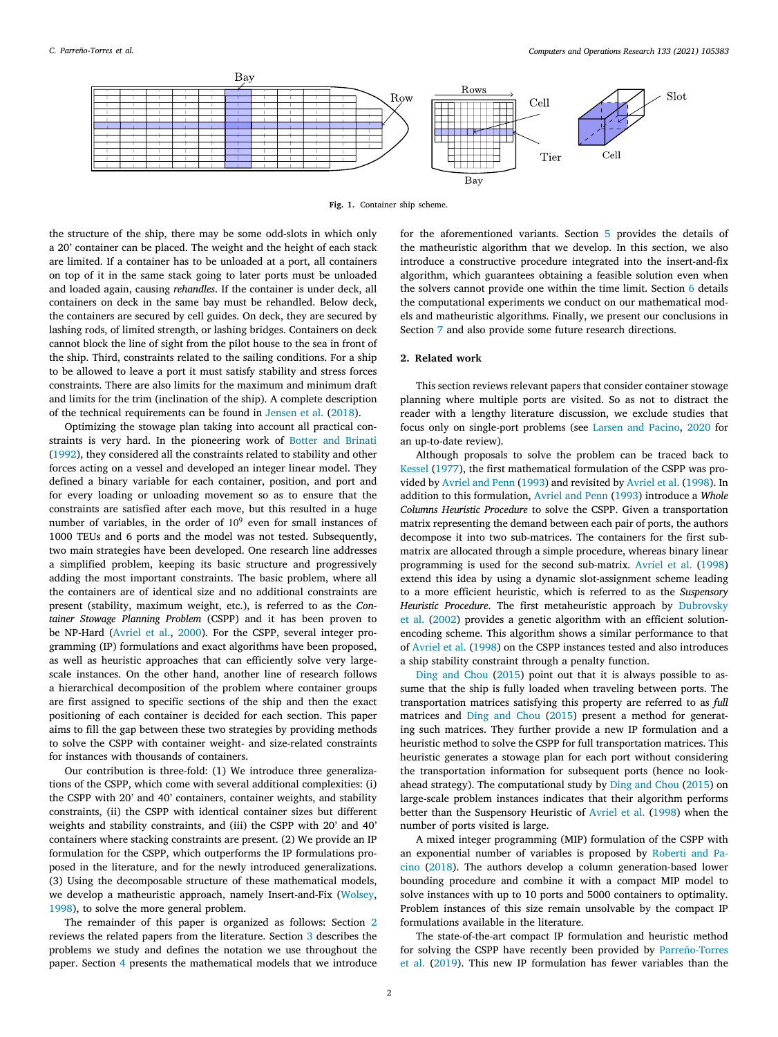Fig. 1. Container ship scheme.

the structure of the ship, there may be some odd-slots in which only a 20' container can be placed. The weight and the height of each stack are limited. If a container has to be unloaded at a port, all containers on top of it in the same stack going to later ports must be unloaded and loaded again, causing *rehandles*. If the container is under deck, all containers on deck in the same bay must be rehandled. Below deck, the containers are secured by cell guides. On deck, they are secured by lashing rods, of limited strength, or lashing bridges. Containers on deck cannot block the line of sight from the pilot house to the sea in front of the ship. Third, constraints related to the sailing conditions. For a ship to be allowed to leave a port it must satisfy stability and stress forces constraints. There are also limits for the maximum and minimum draft and limits for the trim (inclination of the ship). A complete description of the technical requirements can be found in Jensen et al. (2018).

Optimizing the stowage plan taking into account all practical constraints is very hard. In the pioneering work of Botter and Brinati (1992), they considered all the constraints related to stability and other forces acting on a vessel and developed an integer linear model. They defined a binary variable for each container, position, and port and for every loading or unloading movement so as to ensure that the constraints are satisfied after each move, but this resulted in a huge number of variables, in the order of $10^9$ even for small instances of 1000 TEUs and 6 ports and the model was not tested. Subsequently, two main strategies have been developed. One research line addresses a simplified problem, keeping its basic structure and progressively adding the most important constraints. The basic problem, where all the containers are of identical size and no additional constraints are present (stability, maximum weight, etc.), is referred to as the *Container Stowage Planning Problem* (CSPP) and it has been proven to be NP-Hard (Avriel et al., 2000). For the CSPP, several integer programming (IP) formulations and exact algorithms have been proposed, as well as heuristic approaches that can efficiently solve very large-scale instances. On the other hand, another line of research follows a hierarchical decomposition of the problem where container groups are first assigned to specific sections of the ship and then the exact positioning of each container is decided for each section. This paper aims to fill the gap between these two strategies by providing methods to solve the CSPP with container weight- and size-related constraints for instances with thousands of containers.

Our contribution is three-fold: (1) We introduce three generalizations of the CSPP, which come with several additional complexities: (i) the CSPP with 20' and 40' containers, container weights, and stability constraints, (ii) the CSPP with identical container sizes but different weights and stability constraints, and (iii) the CSPP with 20' and 40' containers where stacking constraints are present. (2) We provide an IP formulation for the CSPP, which outperforms the IP formulations proposed in the literature, and for the newly introduced generalizations. (3) Using the decomposable structure of these mathematical models, we develop a matheuristic approach, namely Insert-and-Fix (Wolsey, 1998), to solve the more general problem.

The remainder of this paper is organized as follows: Section 2 reviews the related papers from the literature. Section 3 describes the problems we study and defines the notation we use throughout the paper. Section 4 presents the mathematical models that we introduce for the aforementioned variants. Section 5 provides the details of the matheuristic algorithm that we develop. In this section, we also introduce a constructive procedure integrated into the insert-and-fix algorithm, which guarantees obtaining a feasible solution even when the solvers cannot provide one within the time limit. Section 6 details the computational experiments we conduct on our mathematical models and matheuristic algorithms. Finally, we present our conclusions in Section 7 and also provide some future research directions.

## 2. Related work

This section reviews relevant papers that consider container stowage planning where multiple ports are visited. So as not to distract the reader with a lengthy literature discussion, we exclude studies that focus only on single-port problems (see Larsen and Pacino, 2020 for an up-to-date review).

Although proposals to solve the problem can be traced back to Kessel (1977), the first mathematical formulation of the CSPP was provided by Avriel and Penn (1993) and revisited by Avriel et al. (1998). In addition to this formulation, Avriel and Penn (1993) introduce a *Whole Columns Heuristic Procedure* to solve the CSPP. Given a transportation matrix representing the demand between each pair of ports, the authors decompose it into two sub-matrices. The containers for the first sub-matrix are allocated through a simple procedure, whereas binary linear programming is used for the second sub-matrix. Avriel et al. (1998) extend this idea by using a dynamic slot-assignment scheme leading to a more efficient heuristic, which is referred to as the *Suspensory Heuristic Procedure*. The first metaheuristic approach by Dubrovsky et al. (2002) provides a genetic algorithm with an efficient solution-encoding scheme. This algorithm shows a similar performance to that of Avriel et al. (1998) on the CSPP instances tested and also introduces a ship stability constraint through a penalty function.

Ding and Chou (2015) point out that it is always possible to assume that the ship is fully loaded when traveling between ports. The transportation matrices satisfying this property are referred to as *full* matrices and Ding and Chou (2015) present a method for generating such matrices. They further provide a new IP formulation and a heuristic method to solve the CSPP for full transportation matrices. This heuristic generates a stowage plan for each port without considering the transportation information for subsequent ports (hence no look-ahead strategy). The computational study by Ding and Chou (2015) on large-scale problem instances indicates that their algorithm performs better than the Suspensory Heuristic of Avriel et al. (1998) when the number of ports visited is large.

A mixed integer programming (MIP) formulation of the CSPP with an exponential number of variables is proposed by Roberti and Pacino (2018). The authors develop a column generation-based lower bounding procedure and combine it with a compact MIP model to solve instances with up to 10 ports and 5000 containers to optimality. Problem instances of this size remain unsolvable by the compact IP formulations available in the literature.

The state-of-the-art compact IP formulation and heuristic method for solving the CSPP have recently been provided by Parreño-Torres et al. (2019). This new IP formulation has fewer variables than the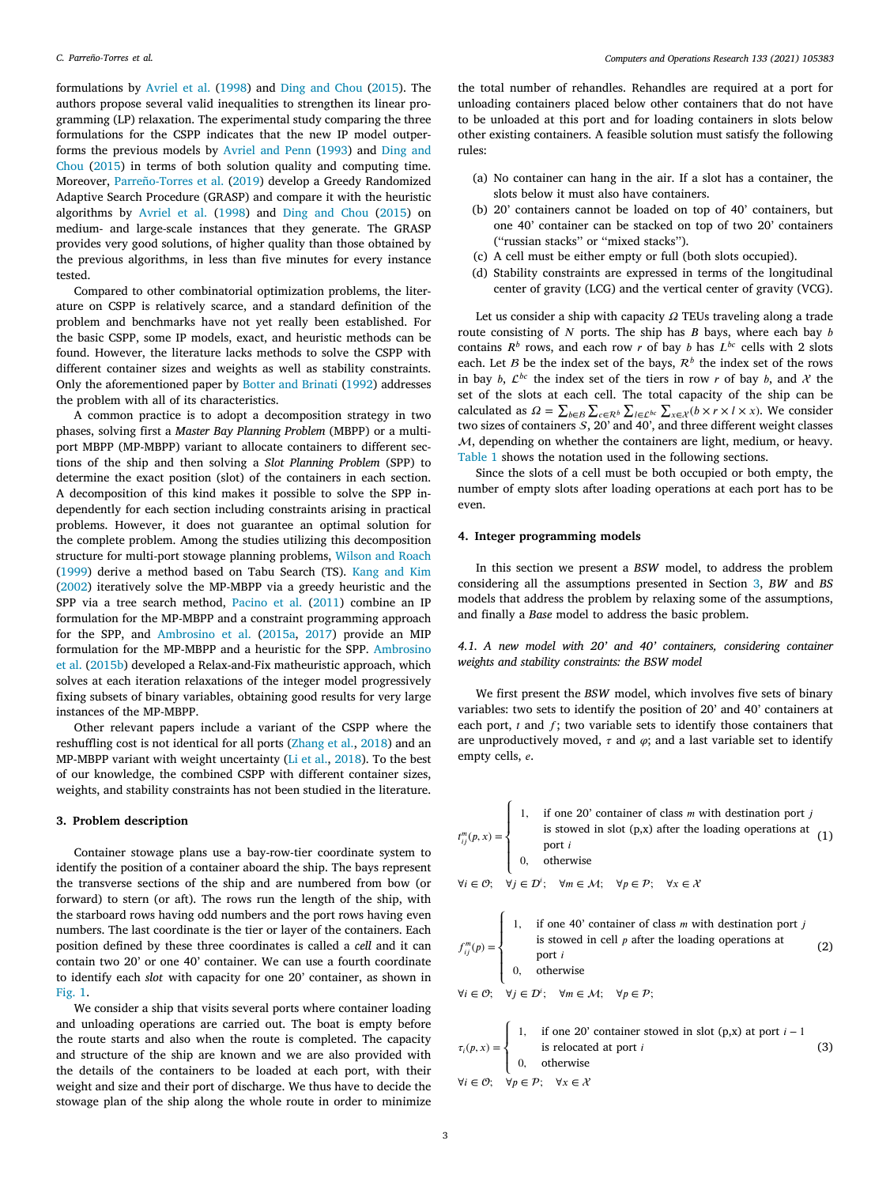formulations by Avriel et al. (1998) and Ding and Chou (2015). The authors propose several valid inequalities to strengthen its linear programming (LP) relaxation. The experimental study comparing the three formulations for the CSPP indicates that the new IP model outperforms the previous models by Avriel and Penn (1993) and Ding and Chou (2015) in terms of both solution quality and computing time. Moreover, Parreño-Torres et al. (2019) develop a Greedy Randomized Adaptive Search Procedure (GRASP) and compare it with the heuristic algorithms by Avriel et al. (1998) and Ding and Chou (2015) on medium- and large-scale instances that they generate. The GRASP provides very good solutions, of higher quality than those obtained by the previous algorithms, in less than five minutes for every instance tested.

Compared to other combinatorial optimization problems, the literature on CSPP is relatively scarce, and a standard definition of the problem and benchmarks have not yet really been established. For the basic CSPP, some IP models, exact, and heuristic methods can be found. However, the literature lacks methods to solve the CSPP with different container sizes and weights as well as stability constraints. Only the aforementioned paper by Botter and Brinati (1992) addresses the problem with all of its characteristics.

A common practice is to adopt a decomposition strategy in two phases, solving first a *Master Bay Planning Problem* (MBPP) or a multi-port MBPP (MP-MBPP) variant to allocate containers to different sections of the ship and then solving a *Slot Planning Problem* (SPP) to determine the exact position (slot) of the containers in each section. A decomposition of this kind makes it possible to solve the SPP independently for each section including constraints arising in practical problems. However, it does not guarantee an optimal solution for the complete problem. Among the studies utilizing this decomposition structure for multi-port stowage planning problems, Wilson and Roach (1999) derive a method based on Tabu Search (TS). Kang and Kim (2002) iteratively solve the MP-MBPP via a greedy heuristic and the SPP via a tree search method, Pacino et al. (2011) combine an IP formulation for the MP-MBPP and a constraint programming approach for the SPP, and Ambrosino et al. (2015a, 2017) provide an MIP formulation for the MP-MBPP and a heuristic for the SPP. Ambrosino et al. (2015b) developed a Relax-and-Fix matheuristic approach, which solves at each iteration relaxations of the integer model progressively fixing subsets of binary variables, obtaining good results for very large instances of the MP-MBPP.

Other relevant papers include a variant of the CSPP where the reshuffling cost is not identical for all ports (Zhang et al., 2018) and an MP-MBPP variant with weight uncertainty (Li et al., 2018). To the best of our knowledge, the combined CSPP with different container sizes, weights, and stability constraints has not been studied in the literature.

## 3. Problem description

Container stowage plans use a bay-row-tier coordinate system to identify the position of a container aboard the ship. The bays represent the transverse sections of the ship and are numbered from bow (or forward) to stern (or aft). The rows run the length of the ship, with the starboard rows having odd numbers and the port rows having even numbers. The last coordinate is the tier or layer of the containers. Each position defined by these three coordinates is called a *cell* and it can contain two 20' or one 40' container. We can use a fourth coordinate to identify each *slot* with capacity for one 20' container, as shown in Fig. 1.

We consider a ship that visits several ports where container loading and unloading operations are carried out. The boat is empty before the route starts and also when the route is completed. The capacity and structure of the ship are known and we are also provided with the details of the containers to be loaded at each port, with their weight and size and their port of discharge. We thus have to decide the stowage plan of the ship along the whole route in order to minimize the total number of rehandles. Rehandles are required at a port for unloading containers placed below other containers that do not have to be unloaded at this port and for loading containers in slots below other existing containers. A feasible solution must satisfy the following rules:

(a) No container can hang in the air. If a slot has a container, the slots below it must also have containers.
(b) 20' containers cannot be loaded on top of 40' containers, but one 40' container can be stacked on top of two 20' containers ("russian stacks" or "mixed stacks").
(c) A cell must be either empty or full (both slots occupied).
(d) Stability constraints are expressed in terms of the longitudinal center of gravity (LCG) and the vertical center of gravity (VCG).

Let us consider a ship with capacity $\Omega$ TEUs traveling along a trade route consisting of $N$ ports. The ship has $B$ bays, where each bay $b$ contains $R^b$ rows, and each row $r$ of bay $b$ has $L^{bc}$ cells with 2 slots each. Let $\mathcal{B}$ be the index set of the bays, $\mathcal{R}^b$ the index set of the rows in bay $b$, $\mathcal{L}^{bc}$ the index set of the tiers in row $r$ of bay $b$, and $\mathcal{X}$ the set of the slots at each cell. The total capacity of the ship can be calculated as $\Omega = \sum_{b\in\mathcal{B}}\sum_{c\in\mathcal{R}^b}\sum_{l\in\mathcal{L}^{bc}}\sum_{x\in\mathcal{X}}(b\times r\times l\times x)$. We consider two sizes of containers $\mathcal{S}$, 20' and 40', and three different weight classes $\mathcal{M}$, depending on whether the containers are light, medium, or heavy. Table 1 shows the notation used in the following sections.

Since the slots of a cell must be both occupied or both empty, the number of empty slots after loading operations at each port has to be even.

## 4. Integer programming models

In this section we present a *BSW* model, to address the problem considering all the assumptions presented in Section 3, *BW* and *BS* models that address the problem by relaxing some of the assumptions, and finally a *Base* model to address the basic problem.

### 4.1. A new model with 20' and 40' containers, considering container weights and stability constraints: the BSW model

We first present the *BSW* model, which involves five sets of binary variables: two sets to identify the position of 20' and 40' containers at each port, $t$ and $f$; two variable sets to identify those containers that are unproductively moved, $\tau$ and $\varphi$; and a last variable set to identify empty cells, $e$.

$$t_{ij}^{m}(p,x)=\begin{cases}1, & \text{if one 20' container of class } m \text{ with destination port } j \\ & \text{is stowed in slot (p,x) after the loading operations at} \\ & \text{port } i\\ 0, & \text{otherwise}\end{cases} \tag{1}$$

$\forall i\in\mathcal{O};\quad \forall j\in\mathcal{D}^i;\quad \forall m\in\mathcal{M};\quad \forall p\in\mathcal{P};\quad \forall x\in\mathcal{X}$

$$f_{ij}^{m}(p)=\begin{cases}1, & \text{if one 40' container of class } m \text{ with destination port } j \\ & \text{is stowed in cell } p \text{ after the loading operations at} \\ & \text{port } i\\ 0, & \text{otherwise}\end{cases} \tag{2}$$

$\forall i\in\mathcal{O};\quad \forall j\in\mathcal{D}^i;\quad \forall m\in\mathcal{M};\quad \forall p\in\mathcal{P};$

$$\tau_{i}(p,x)=\begin{cases}1, & \text{if one 20' container stowed in slot (p,x) at port } i-1 \\ & \text{is relocated at port } i\\ 0, & \text{otherwise}\end{cases} \tag{3}$$

$\forall i\in\mathcal{O};\quad \forall p\in\mathcal{P};\quad \forall x\in\mathcal{X}$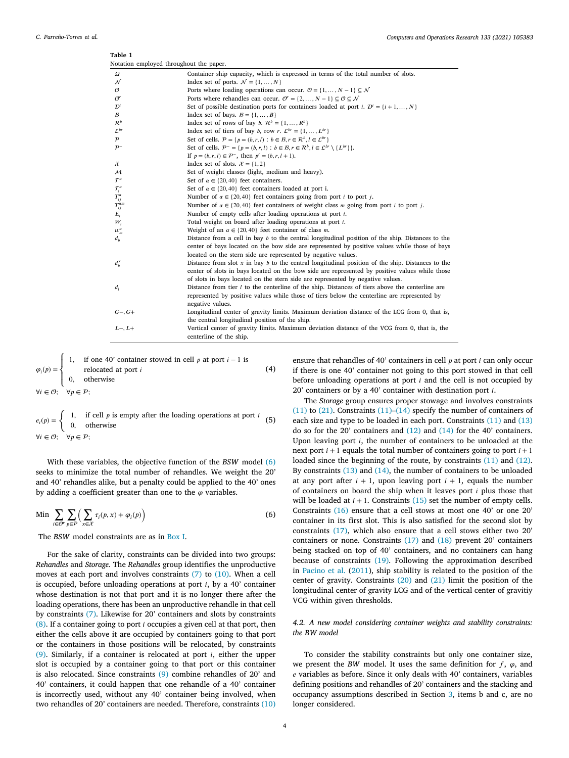**Table 1**
Notation employed throughout the paper.

| | |
|---|---|
| $\Omega$ | Container ship capacity, which is expressed in terms of the total number of slots. |
| $\mathcal{N}$ | Index set of ports. $\mathcal{N} = \{1,\ldots,N\}$ |
| $\mathcal{O}$ | Ports where loading operations can occur. $\mathcal{O} = \{1,\ldots,N-1\} \subseteq \mathcal{N}$ |
| $\mathcal{O}^r$ | Ports where rehandles can occur. $\mathcal{O}^r = \{2,\ldots,N-1\} \subseteq \mathcal{O} \subseteq \mathcal{N}$ |
| $\mathcal{D}^i$ | Set of possible destination ports for containers loaded at port $i$. $\mathcal{D}^i = \{i+1,\ldots,N\}$ |
| $\mathcal{B}$ | Index set of bays. $\mathcal{B} = \{1,\ldots,B\}$ |
| $\mathcal{R}^b$ | Index set of rows of bay $b$. $\mathcal{R}^b = \{1,\ldots,R^b\}$ |
| $\mathcal{L}^{br}$ | Index set of tiers of bay $b$, row $r$. $\mathcal{L}^{br} = \{1,\ldots,L^{br}\}$ |
| $\mathcal{P}$ | Set of cells. $\mathcal{P} = \{p = (b,r,l) : b \in \mathcal{B}, r \in \mathcal{R}^b, l \in \mathcal{L}^{br}\}$ |
| $\mathcal{P}^-$ | Set of cells. $\mathcal{P}^- = \{p = (b,r,l) : b \in \mathcal{B}, r \in \mathcal{R}^b, l \in \mathcal{L}^{br} \setminus \{L^{br}\}\}$. If $p = (b,r,l) \in \mathcal{P}^-$, then $p' = (b,r,l+1)$. |
| $\mathcal{X}$ | Index set of slots. $\mathcal{X} = \{1,2\}$ |
| $\mathcal{M}$ | Set of weight classes (light, medium and heavy). |
| $\mathcal{T}^\alpha$ | Set of $\alpha \in \{20,40\}$ feet containers. |
| $\mathcal{T}^\alpha_i$ | Set of $\alpha \in \{20,40\}$ feet containers loaded at port i. |
| $T^\alpha_{ij}$ | Number of $\alpha \in \{20,40\}$ feet containers going from port $i$ to port $j$. |
| $T^{\alpha m}_{ij}$ | Number of $\alpha \in \{20,40\}$ feet containers of weight class $m$ going from port $i$ to port $j$. |
| $E_i$ | Number of empty cells after loading operations at port $i$. |
| $W_i$ | Total weight on board after loading operations at port $i$. |
| $w^\alpha_m$ | Weight of an $\alpha \in \{20,40\}$ feet container of class $m$. |
| $d_b$ | Distance from a cell in bay $b$ to the central longitudinal position of the ship. Distances to the center of bays located on the bow side are represented by positive values while those of bays located on the stern side are represented by negative values. |
| $d^x_b$ | Distance from slot $x$ in bay $b$ to the central longitudinal position of the ship. Distances to the center of slots in bays located on the bow side are represented by positive values while those of slots in bays located on the stern side are represented by negative values. |
| $d_l$ | Distance from tier $l$ to the centerline of the ship. Distances of tiers above the centerline are represented by positive values while those of tiers below the centerline are represented by negative values. |
| $G-, G+$ | Longitudinal center of gravity limits. Maximum deviation distance of the LCG from 0, that is, the central longitudinal position of the ship. |
| $L-, L+$ | Vertical center of gravity limits. Maximum deviation distance of the VCG from 0, that is, the centerline of the ship. |

$$\varphi_i(p) = \begin{cases} 1, & \text{if one 40' container stowed in cell } p \text{ at port } i-1 \text{ is relocated at port } i \\ 0, & \text{otherwise} \end{cases} \quad (4)$$

$\forall i \in \mathcal{O}; \quad \forall p \in \mathcal{P};$

$$e_i(p) = \begin{cases} 1, & \text{if cell } p \text{ is empty after the loading operations at port } i \\ 0, & \text{otherwise} \end{cases} \quad (5)$$

$\forall i \in \mathcal{O}; \quad \forall p \in \mathcal{P};$

With these variables, the objective function of the *BSW* model (6) seeks to minimize the total number of rehandles. We weight the 20' and 40' rehandles alike, but a penalty could be applied to the 40' ones by adding a coefficient greater than one to the $\varphi$ variables.

$$\text{Min} \sum_{i \in \mathcal{O}^r} \sum_{p \in \mathcal{P}} \Big( \sum_{x \in \mathcal{X}} \tau_i(p,x) + \varphi_i(p) \Big) \quad (6)$$

The *BSW* model constraints are as in Box I.

For the sake of clarity, constraints can be divided into two groups: *Rehandles* and *Storage*. The *Rehandles* group identifies the unproductive moves at each port and involves constraints (7) to (10). When a cell is occupied, before unloading operations at port $i$, by a 40' container whose destination is not that port and it is no longer there after the loading operations, there has been an unproductive rehandle in that cell by constraints (7). Likewise for 20' containers and slots by constraints (8). If a container going to port $i$ occupies a given cell at that port, then either the cells above it are occupied by containers going to that port or the containers in those positions will be relocated, by constraints (9). Similarly, if a container is relocated at port $i$, either the upper slot is occupied by a container going to that port or this container is also relocated. Since constraints (9) combine rehandles of 20' and 40' containers, it could happen that one rehandle of a 40' container is incorrectly used, without any 40' container being involved, when two rehandles of 20' containers are needed. Therefore, constraints (10) ensure that rehandles of 40' containers in cell $p$ at port $i$ can only occur if there is one 40' container not going to this port stowed in that cell before unloading operations at port $i$ and the cell is not occupied by 20' containers or by a 40' container with destination port $i$.

The *Storage* group ensures proper stowage and involves constraints (11) to (21). Constraints (11)–(14) specify the number of containers of each size and type to be loaded in each port. Constraints (11) and (13) do so for the 20' containers and (12) and (14) for the 40' containers. Upon leaving port $i$, the number of containers to be unloaded at the next port $i+1$ equals the total number of containers going to port $i+1$ loaded since the beginning of the route, by constraints (11) and (12). By constraints (13) and (14), the number of containers to be unloaded at any port after $i+1$, upon leaving port $i+1$, equals the number of containers on board the ship when it leaves port $i$ plus those that will be loaded at $i+1$. Constraints (15) set the number of empty cells. Constraints (16) ensure that a cell stows at most one 40' or one 20' container in its first slot. This is also satisfied for the second slot by constraints (17), which also ensure that a cell stows either two 20' containers or none. Constraints (17) and (18) prevent 20' containers being stacked on top of 40' containers, and no containers can hang because of constraints (19). Following the approximation described in Pacino et al. (2011), ship stability is related to the position of the center of gravity. Constraints (20) and (21) limit the position of the longitudinal center of gravity LCG and of the vertical center of gravitiy VCG within given thresholds.

### 4.2. A new model considering container weights and stability constraints: the BW model

To consider the stability constraints but only one container size, we present the *BW* model. It uses the same definition for $f$, $\varphi$, and $e$ variables as before. Since it only deals with 40' containers, variables defining positions and rehandles of 20' containers and the stacking and occupancy assumptions described in Section 3, items b and c, are no longer considered.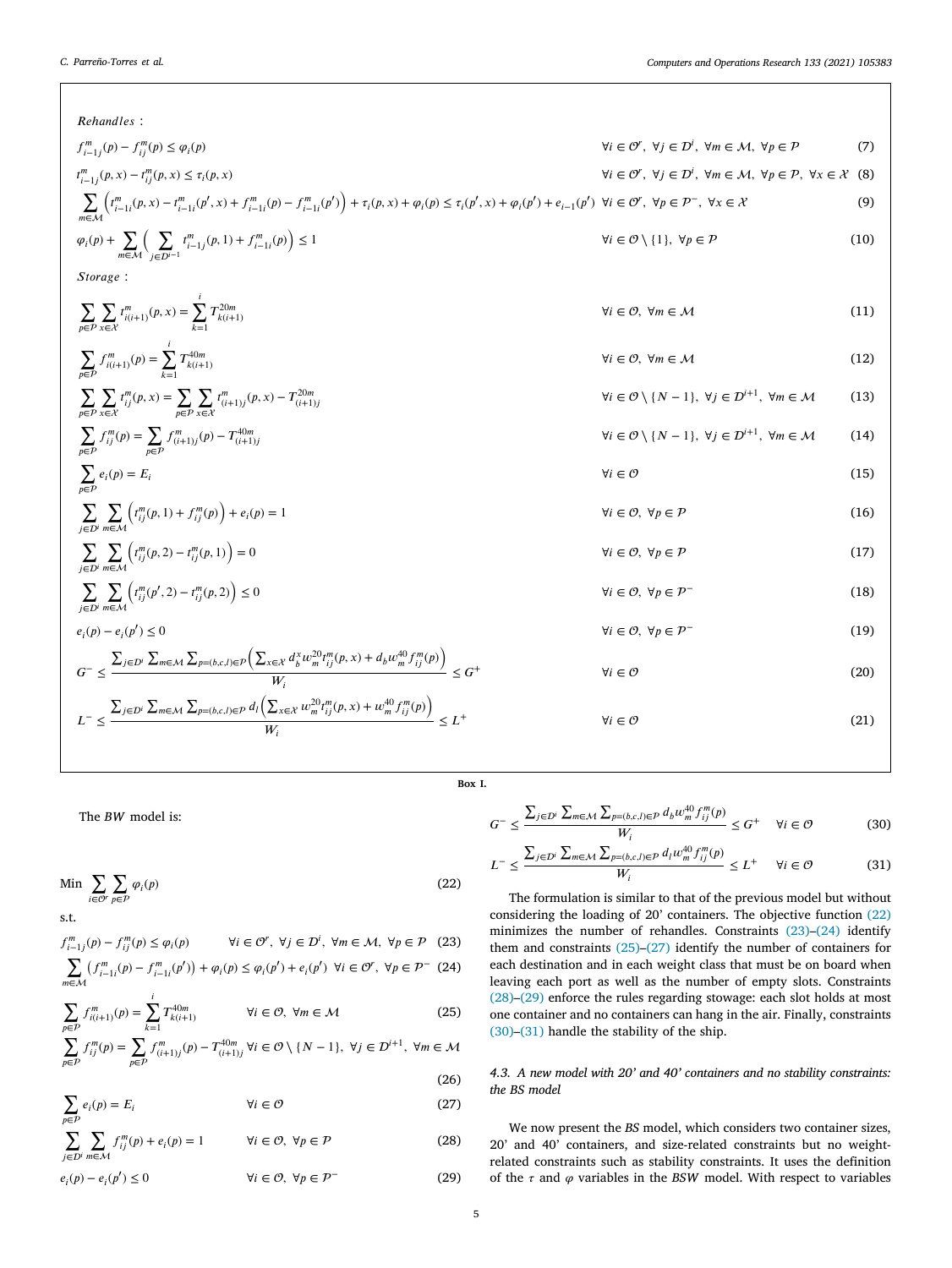*Rehandles* :

$$f^m_{i-1j}(p) - f^m_{ij}(p) \leq \varphi_i(p) \qquad \forall i \in \mathcal{O}^r,\ \forall j \in \mathcal{D}^i,\ \forall m \in \mathcal{M},\ \forall p \in \mathcal{P} \tag{7}$$

$$t^m_{i-1j}(p,x) - t^m_{ij}(p,x) \leq \tau_i(p,x) \qquad \forall i \in \mathcal{O}^r,\ \forall j \in \mathcal{D}^i,\ \forall m \in \mathcal{M},\ \forall p \in \mathcal{P},\ \forall x \in \mathcal{X} \tag{8}$$

$$\sum_{m\in\mathcal{M}} \left( t^m_{i-1i}(p,x) - t^m_{i-1i}(p',x) + f^m_{i-1i}(p) - f^m_{i-1i}(p') \right) + \tau_i(p,x) + \varphi_i(p) \leq \tau_i(p',x) + \varphi_i(p') + e_{i-1}(p') \qquad \forall i \in \mathcal{O}^r,\ \forall p \in \mathcal{P}^-,\ \forall x \in \mathcal{X} \tag{9}$$

$$\varphi_i(p) + \sum_{m\in\mathcal{M}} \Big( \sum_{j\in\mathcal{D}^{i-1}} t^m_{i-1j}(p,1) + f^m_{i-1i}(p) \Big) \leq 1 \qquad \forall i \in \mathcal{O}\setminus\{1\},\ \forall p \in \mathcal{P} \tag{10}$$

*Storage* :

$$\sum_{p\in\mathcal{P}}\sum_{x\in\mathcal{X}} t^m_{i(i+1)}(p,x) = \sum_{k=1}^{i} T^{20m}_{k(i+1)} \qquad \forall i \in \mathcal{O},\ \forall m \in \mathcal{M} \tag{11}$$

$$\sum_{p\in\mathcal{P}} f^m_{i(i+1)}(p) = \sum_{k=1}^{i} T^{40m}_{k(i+1)} \qquad \forall i \in \mathcal{O},\ \forall m \in \mathcal{M} \tag{12}$$

$$\sum_{p\in\mathcal{P}}\sum_{x\in\mathcal{X}} t^m_{ij}(p,x) = \sum_{p\in\mathcal{P}}\sum_{x\in\mathcal{X}} t^m_{(i+1)j}(p,x) - T^{20m}_{(i+1)j} \qquad \forall i \in \mathcal{O}\setminus\{N-1\},\ \forall j \in \mathcal{D}^{i+1},\ \forall m \in \mathcal{M} \tag{13}$$

$$\sum_{p\in\mathcal{P}} f^m_{ij}(p) = \sum_{p\in\mathcal{P}} f^m_{(i+1)j}(p) - T^{40m}_{(i+1)j} \qquad \forall i \in \mathcal{O}\setminus\{N-1\},\ \forall j \in \mathcal{D}^{i+1},\ \forall m \in \mathcal{M} \tag{14}$$

$$\sum_{p\in\mathcal{P}} e_i(p) = E_i \qquad \forall i \in \mathcal{O} \tag{15}$$

$$\sum_{j\in\mathcal{D}^i}\sum_{m\in\mathcal{M}} \left( t^m_{ij}(p,1) + f^m_{ij}(p) \right) + e_i(p) = 1 \qquad \forall i \in \mathcal{O},\ \forall p \in \mathcal{P} \tag{16}$$

$$\sum_{j\in\mathcal{D}^i}\sum_{m\in\mathcal{M}} \left( t^m_{ij}(p,2) - t^m_{ij}(p,1) \right) = 0 \qquad \forall i \in \mathcal{O},\ \forall p \in \mathcal{P} \tag{17}$$

$$\sum_{j\in\mathcal{D}^i}\sum_{m\in\mathcal{M}} \left( t^m_{ij}(p',2) - t^m_{ij}(p,2) \right) \leq 0 \qquad \forall i \in \mathcal{O},\ \forall p \in \mathcal{P}^- \tag{18}$$

$$e_i(p) - e_i(p') \leq 0 \qquad \forall i \in \mathcal{O},\ \forall p \in \mathcal{P}^- \tag{19}$$

$$G^- \leq \frac{\sum_{j\in\mathcal{D}^i}\sum_{m\in\mathcal{M}}\sum_{p=(b,c,l)\in\mathcal{P}} \left( \sum_{x\in\mathcal{X}} d^x_b w^{20}_m t^m_{ij}(p,x) + d_b w^{40}_m f^m_{ij}(p) \right)}{W_i} \leq G^+ \qquad \forall i \in \mathcal{O} \tag{20}$$

$$L^- \leq \frac{\sum_{j\in\mathcal{D}^i}\sum_{m\in\mathcal{M}}\sum_{p=(b,c,l)\in\mathcal{P}} d_l \left( \sum_{x\in\mathcal{X}} w^{20}_m t^m_{ij}(p,x) + w^{40}_m f^m_{ij}(p) \right)}{W_i} \leq L^+ \qquad \forall i \in \mathcal{O} \tag{21}$$

Box I.

The *BW* model is:

$$\text{Min} \sum_{i\in\mathcal{O}^r}\sum_{p\in\mathcal{P}} \varphi_i(p) \tag{22}$$

s.t.

$$f^m_{i-1j}(p) - f^m_{ij}(p) \leq \varphi_i(p) \qquad \forall i \in \mathcal{O}^r,\ \forall j \in \mathcal{D}^i,\ \forall m \in \mathcal{M},\ \forall p \in \mathcal{P} \tag{23}$$

$$\sum_{m\in\mathcal{M}} \left( f^m_{i-1i}(p) - f^m_{i-1i}(p') \right) + \varphi_i(p) \leq \varphi_i(p') + e_i(p') \qquad \forall i \in \mathcal{O}^r,\ \forall p \in \mathcal{P}^- \tag{24}$$

$$\sum_{p\in\mathcal{P}} f^m_{i(i+1)}(p) = \sum_{k=1}^{i} T^{40m}_{k(i+1)} \qquad \forall i \in \mathcal{O},\ \forall m \in \mathcal{M} \tag{25}$$

$$\sum_{p\in\mathcal{P}} f^m_{ij}(p) = \sum_{p\in\mathcal{P}} f^m_{(i+1)j}(p) - T^{40m}_{(i+1)j} \qquad \forall i \in \mathcal{O}\setminus\{N-1\},\ \forall j \in \mathcal{D}^{i+1},\ \forall m \in \mathcal{M} \tag{26}$$

$$\sum_{p\in\mathcal{P}} e_i(p) = E_i \qquad \forall i \in \mathcal{O} \tag{27}$$

$$\sum_{j\in\mathcal{D}^i}\sum_{m\in\mathcal{M}} f^m_{ij}(p) + e_i(p) = 1 \qquad \forall i \in \mathcal{O},\ \forall p \in \mathcal{P} \tag{28}$$

$$e_i(p) - e_i(p') \leq 0 \qquad \forall i \in \mathcal{O},\ \forall p \in \mathcal{P}^- \tag{29}$$

$$G^- \leq \frac{\sum_{j\in\mathcal{D}^i}\sum_{m\in\mathcal{M}}\sum_{p=(b,c,l)\in\mathcal{P}} d_b w^{40}_m f^m_{ij}(p)}{W_i} \leq G^+ \qquad \forall i \in \mathcal{O} \tag{30}$$

$$L^- \leq \frac{\sum_{j\in\mathcal{D}^i}\sum_{m\in\mathcal{M}}\sum_{p=(b,c,l)\in\mathcal{P}} d_l w^{40}_m f^m_{ij}(p)}{W_i} \leq L^+ \qquad \forall i \in \mathcal{O} \tag{31}$$

The formulation is similar to that of the previous model but without considering the loading of 20' containers. The objective function (22) minimizes the number of rehandles. Constraints (23)–(24) identify them and constraints (25)–(27) identify the number of containers for each destination and in each weight class that must be on board when leaving each port as well as the number of empty slots. Constraints (28)–(29) enforce the rules regarding stowage: each slot holds at most one container and no containers can hang in the air. Finally, constraints (30)–(31) handle the stability of the ship.

### 4.3. A new model with 20' and 40' containers and no stability constraints: the BS model

We now present the *BS* model, which considers two container sizes, 20' and 40' containers, and size-related constraints but no weight-related constraints such as stability constraints. It uses the definition of the $\tau$ and $\varphi$ variables in the *BSW* model. With respect to variables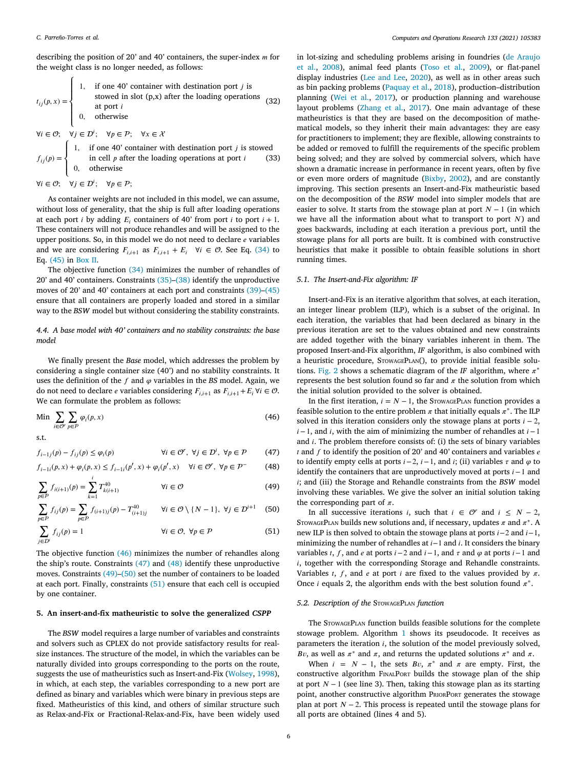describing the position of 20' and 40' containers, the super-index $m$ for the weight class is no longer needed, as follows:

$$t_{ij}(p,x) = \begin{cases} 1, & \text{if one 40' container with destination port } j \text{ is stowed in slot (p,x) after the loading operations at port } i \\ 0, & \text{otherwise} \end{cases} \quad (32)$$

$\forall i \in \mathcal{O}; \quad \forall j \in \mathcal{D}^i; \quad \forall p \in \mathcal{P}; \quad \forall x \in \mathcal{X}$

$$f_{ij}(p) = \begin{cases} 1, & \text{if one 40' container with destination port } j \text{ is stowed in cell } p \text{ after the loading operations at port } i \\ 0, & \text{otherwise} \end{cases} \quad (33)$$

$\forall i \in \mathcal{O}; \quad \forall j \in \mathcal{D}^i; \quad \forall p \in \mathcal{P};$

As container weights are not included in this model, we can assume, without loss of generality, that the ship is full after loading operations at each port $i$ by adding $E_i$ containers of 40' from port $i$ to port $i+1$. These containers will not produce rehandles and will be assigned to the upper positions. So, in this model we do not need to declare $e$ variables and we are considering $F_{i,i+1}$ as $F_{i,i+1} + E_i \quad \forall i \in \mathcal{O}$. See Eq. (34) to Eq. (45) in Box II.

The objective function (34) minimizes the number of rehandles of 20' and 40' containers. Constraints (35)–(38) identify the unproductive moves of 20' and 40' containers at each port and constraints (39)–(45) ensure that all containers are properly loaded and stored in a similar way to the *BSW* model but without considering the stability constraints.

### 4.4. A base model with 40' containers and no stability constraints: the base model

We finally present the *Base* model, which addresses the problem by considering a single container size (40') and no stability constraints. It uses the definition of the $f$ and $\varphi$ variables in the *BS* model. Again, we do not need to declare $e$ variables considering $F_{i,i+1}$ as $F_{i,i+1}+E_i \; \forall i \in \mathcal{O}$. We can formulate the problem as follows:

$$\text{Min} \sum_{i \in \mathcal{O}^r} \sum_{p \in \mathcal{P}} \varphi_i(p,x) \quad (46)$$

s.t.

$$f_{i-1j}(p) - f_{ij}(p) \leq \varphi_i(p) \qquad \forall i \in \mathcal{O}^r,\ \forall j \in \mathcal{D}^i,\ \forall p \in \mathcal{P} \quad (47)$$

$$f_{i-1i}(p,x) + \varphi_i(p,x) \leq f_{i-1i}(p',x) + \varphi_i(p',x) \qquad \forall i \in \mathcal{O}^r,\ \forall p \in \mathcal{P}^- \quad (48)$$

$$\sum_{p \in \mathcal{P}} f_{i(i+1)}(p) = \sum_{k=1}^{i} T^{40}_{k(i+1)} \qquad \forall i \in \mathcal{O} \quad (49)$$

$$\sum_{p \in \mathcal{P}} f_{ij}(p) = \sum_{p \in \mathcal{P}} f_{(i+1)j}(p) - T^{40}_{(i+1)j} \qquad \forall i \in \mathcal{O} \setminus \{N-1\},\ \forall j \in \mathcal{D}^{i+1} \quad (50)$$

$$\sum_{j \in \mathcal{D}^i} f_{ij}(p) = 1 \qquad \forall i \in \mathcal{O},\ \forall p \in \mathcal{P} \quad (51)$$

The objective function (46) minimizes the number of rehandles along the ship's route. Constraints (47) and (48) identify these unproductive moves. Constraints (49)–(50) set the number of containers to be loaded at each port. Finally, constraints (51) ensure that each cell is occupied by one container.

## 5. An insert-and-fix matheuristic to solve the generalized *CSPP*

The *BSW* model requires a large number of variables and constraints and solvers such as CPLEX do not provide satisfactory results for real-size instances. The structure of the model, in which the variables can be naturally divided into groups corresponding to the ports on the route, suggests the use of matheuristics such as Insert-and-Fix (Wolsey, 1998), in which, at each step, the variables corresponding to a new port are defined as binary and variables which were binary in previous steps are fixed. Matheuristics of this kind, and others of similar structure such as Relax-and-Fix or Fractional-Relax-and-Fix, have been widely used in lot-sizing and scheduling problems arising in foundries (de Araujo et al., 2008), animal feed plants (Toso et al., 2009), or flat-panel display industries (Lee and Lee, 2020), as well as in other areas such as bin packing problems (Paquay et al., 2018), production–distribution planning (Wei et al., 2017), or production planning and warehouse layout problems (Zhang et al., 2017). One main advantage of these matheuristics is that they are based on the decomposition of mathematical models, so they inherit their main advantages: they are easy for practitioners to implement; they are flexible, allowing constraints to be added or removed to fulfill the requirements of the specific problem being solved; and they are solved by commercial solvers, which have shown a dramatic increase in performance in recent years, often by five or even more orders of magnitude (Bixby, 2002), and are constantly improving. This section presents an Insert-and-Fix matheuristic based on the decomposition of the *BSW* model into simpler models that are easier to solve. It starts from the stowage plan at port $N-1$ (in which we have all the information about what to transport to port $N$) and goes backwards, including at each iteration a previous port, until the stowage plans for all ports are built. It is combined with constructive heuristics that make it possible to obtain feasible solutions in short running times.

### 5.1. The Insert-and-Fix algorithm: IF

Insert-and-Fix is an iterative algorithm that solves, at each iteration, an integer linear problem (ILP), which is a subset of the original. In each iteration, the variables that had been declared as binary in the previous iteration are set to the values obtained and new constraints are added together with the binary variables inherent in them. The proposed Insert-and-Fix algorithm, *IF* algorithm, is also combined with a heuristic procedure, StowagePlan(), to provide initial feasible solutions. Fig. 2 shows a schematic diagram of the *IF* algorithm, where $\pi^*$ represents the best solution found so far and $\pi$ the solution from which the initial solution provided to the solver is obtained.

In the first iteration, $i = N-1$, the StowagePlan function provides a feasible solution to the entire problem $\pi$ that initially equals $\pi^*$. The ILP solved in this iteration considers only the stowage plans at ports $i-2$, $i-1$, and $i$, with the aim of minimizing the number of rehandles at $i-1$ and $i$. The problem therefore consists of: (i) the sets of binary variables $t$ and $f$ to identify the position of 20' and 40' containers and variables $e$ to identify empty cells at ports $i-2$, $i-1$, and $i$; (ii) variables $\tau$ and $\varphi$ to identify the containers that are unproductively moved at ports $i-1$ and $i$; and (iii) the Storage and Rehandle constraints from the *BSW* model involving these variables. We give the solver an initial solution taking the corresponding part of $\pi$.

In all successive iterations $i$, such that $i \in \mathcal{O}^r$ and $i \leq N-2$, StowagePlan builds new solutions and, if necessary, updates $\pi$ and $\pi^*$. A new ILP is then solved to obtain the stowage plans at ports $i-2$ and $i-1$, minimizing the number of rehandles at $i-1$ and $i$. It considers the binary variables $t$, $f$, and $e$ at ports $i-2$ and $i-1$, and $\tau$ and $\varphi$ at ports $i-1$ and $i$, together with the corresponding Storage and Rehandle constraints. Variables $t$, $f$, and $e$ at port $i$ are fixed to the values provided by $\pi$. Once $i$ equals 2, the algorithm ends with the best solution found $\pi^*$.

### 5.2. Description of the StowagePlan function

The StowagePlan function builds feasible solutions for the complete stowage problem. Algorithm 1 shows its pseudocode. It receives as parameters the iteration $i$, the solution of the model previously solved, $Bv$, as well as $\pi^*$ and $\pi$, and returns the updated solutions $\pi^*$ and $\pi$.

When $i = N-1$, the sets $Bv$, $\pi^*$ and $\pi$ are empty. First, the constructive algorithm FinalPort builds the stowage plan of the ship at port $N-1$ (see line 3). Then, taking this stowage plan as its starting point, another constructive algorithm PriorPort generates the stowage plan at port $N-2$. This process is repeated until the stowage plans for all ports are obtained (lines 4 and 5).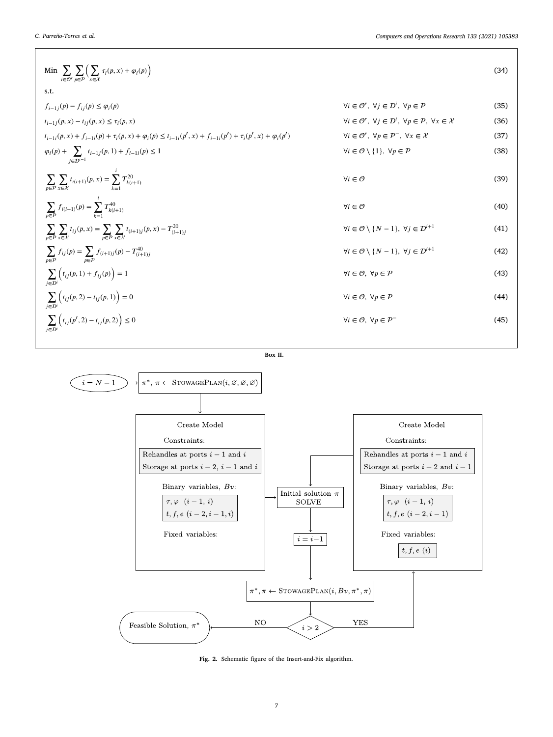$$\text{Min} \sum_{i\in\mathcal{O}^r}\sum_{p\in\mathcal{P}}\Big(\sum_{x\in\mathcal{X}}\tau_i(p,x)+\varphi_i(p)\Big) \tag{34}$$

s.t.

$$f_{i-1j}(p) - f_{ij}(p) \leq \varphi_i(p) \qquad \forall i\in\mathcal{O}^r,\ \forall j\in\mathcal{D}^i,\ \forall p\in\mathcal{P} \tag{35}$$

$$t_{i-1j}(p,x) - t_{ij}(p,x) \leq \tau_i(p,x) \qquad \forall i\in\mathcal{O}^r,\ \forall j\in\mathcal{D}^i,\ \forall p\in\mathcal{P},\ \forall x\in\mathcal{X} \tag{36}$$

$$t_{i-1i}(p,x)+f_{i-1i}(p)+\tau_i(p,x)+\varphi_i(p) \leq t_{i-1i}(p',x)+f_{i-1i}(p')+\tau_i(p',x)+\varphi_i(p') \qquad \forall i\in\mathcal{O}^r,\ \forall p\in\mathcal{P}^-,\ \forall x\in\mathcal{X} \tag{37}$$

$$\varphi_i(p)+\sum_{j\in D^{i-1}} t_{i-1j}(p,1)+f_{i-1i}(p) \leq 1 \qquad \forall i\in\mathcal{O}\setminus\{1\},\ \forall p\in\mathcal{P} \tag{38}$$

$$\sum_{p\in\mathcal{P}}\sum_{x\in\mathcal{X}} t_{i(i+1)}(p,x) = \sum_{k=1}^{i} T^{20}_{k(i+1)} \qquad \forall i\in\mathcal{O} \tag{39}$$

$$\sum_{p\in\mathcal{P}} f_{i(i+1)}(p) = \sum_{k=1}^{i} T^{40}_{k(i+1)} \qquad \forall i\in\mathcal{O} \tag{40}$$

$$\sum_{p\in\mathcal{P}}\sum_{x\in\mathcal{X}} t_{ij}(p,x) = \sum_{p\in\mathcal{P}}\sum_{x\in\mathcal{X}} t_{(i+1)j}(p,x) - T^{20}_{(i+1)j} \qquad \forall i\in\mathcal{O}\setminus\{N-1\},\ \forall j\in\mathcal{D}^{i+1} \tag{41}$$

$$\sum_{p\in\mathcal{P}} f_{ij}(p) = \sum_{p\in\mathcal{P}} f_{(i+1)j}(p) - T^{40}_{(i+1)j} \qquad \forall i\in\mathcal{O}\setminus\{N-1\},\ \forall j\in\mathcal{D}^{i+1} \tag{42}$$

$$\sum_{j\in D^i}\Big(t_{ij}(p,1)+f_{ij}(p)\Big) = 1 \qquad \forall i\in\mathcal{O},\ \forall p\in\mathcal{P} \tag{43}$$

$$\sum_{j\in D^i}\Big(t_{ij}(p,2)-t_{ij}(p,1)\Big) = 0 \qquad \forall i\in\mathcal{O},\ \forall p\in\mathcal{P} \tag{44}$$

$$\sum_{j\in D^i}\Big(t_{ij}(p',2)-t_{ij}(p,2)\Big) \leq 0 \qquad \forall i\in\mathcal{O},\ \forall p\in\mathcal{P}^- \tag{45}$$

**Box II.**

$i = N-1$ → $\pi^*, \pi \leftarrow$ StowagePlan$(i, \varnothing, \varnothing, \varnothing)$

Create Model
Constraints:
Rehandles at ports $i-1$ and $i$
Storage at ports $i-2$, $i-1$ and $i$
Binary variables, $Bv$:
$\tau, \varphi \ (i-1, i)$
$t, f, e \ (i-2, i-1, i)$
Fixed variables:

Initial solution $\pi$ SOLVE → $i = i-1$ → $\pi^*, \pi \leftarrow$ StowagePlan$(i, Bv, \pi^*, \pi)$ → $i > 2$ (YES / NO) → Feasible Solution, $\pi^*$

Create Model
Constraints:
Rehandles at ports $i-1$ and $i$
Storage at ports $i-2$ and $i-1$
Binary variables, $Bv$:
$\tau, \varphi \ (i-1, i)$
$t, f, e \ (i-2, i-1)$
Fixed variables:
$t, f, e \ (i)$

**Fig. 2.** Schematic figure of the Insert-and-Fix algorithm.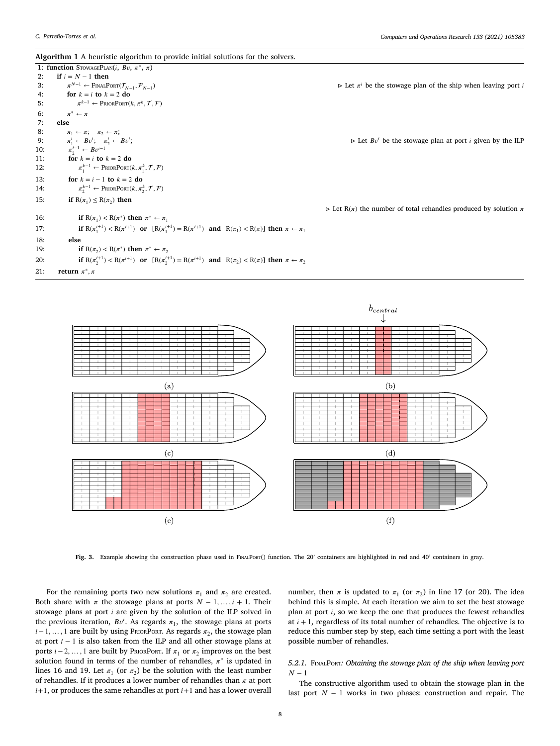**Algorithm 1** A heuristic algorithm to provide initial solutions for the solvers.

```
1:  function StowagePlan(i, Bv, π*, π)
2:     if i = N − 1 then
3:        π^{N−1} ← FinalPort(T_{N−1}, F_{N−1})          ▷ Let π^i be the stowage plan of the ship when leaving port i
4:        for k = i to k = 2 do
5:           π^{k−1} ← PriorPort(k, π^k, T, F)
6:        π* ← π
7:     else
8:        π_1 ← π;   π_2 ← π;
9:        π_1^i ← Bv^i;   π_2^i ← Bv^i;                   ▷ Let Bv^i be the stowage plan at port i given by the ILP
10:       π_2^{i−1} ← Bv^{i−1}
11:       for k = i to k = 2 do
12:          π_1^{k−1} ← PriorPort(k, π_1^k, T, F)
13:       for k = i − 1 to k = 2 do
14:          π_2^{k−1} ← PriorPort(k, π_2^k, T, F)
15:       if R(π_1) ≤ R(π_2) then
                                                           ▷ Let R(π) the number of total rehandles produced by solution π
16:          if R(π_1) < R(π*) then π* ← π_1
17:          if R(π_1^{i+1}) < R(π^{i+1}) or [R(π_1^{i+1}) = R(π^{i+1}) and R(π_1) < R(π)] then π ← π_1
18:       else
19:          if R(π_2) < R(π*) then π* ← π_2
20:          if R(π_2^{i+1}) < R(π^{i+1}) or [R(π_2^{i+1}) = R(π^{i+1}) and R(π_2) < R(π)] then π ← π_2
21:    return π*, π
```

**Fig. 3.** Example showing the construction phase used in FinalPort() function. The 20' containers are highlighted in red and 40' containers in gray.

For the remaining ports two new solutions $\pi_1$ and $\pi_2$ are created. Both share with $\pi$ the stowage plans at ports $N-1, \dots, i+1$. Their stowage plans at port $i$ are given by the solution of the ILP solved in the previous iteration, $Bv^i$. As regards $\pi_1$, the stowage plans at ports $i-1, \dots, 1$ are built by using PriorPort. As regards $\pi_2$, the stowage plan at port $i-1$ is also taken from the ILP and all other stowage plans at ports $i-2, \dots, 1$ are built by PriorPort. If $\pi_1$ or $\pi_2$ improves on the best solution found in terms of the number of rehandles, $\pi^*$ is updated in lines 16 and 19. Let $\pi_1$ (or $\pi_2$) be the solution with the least number of rehandles. If it produces a lower number of rehandles than $\pi$ at port $i+1$, or produces the same rehandles at port $i+1$ and has a lower overall number, then $\pi$ is updated to $\pi_1$ (or $\pi_2$) in line 17 (or 20). The idea behind this is simple. At each iteration we aim to set the best stowage plan at port $i$, so we keep the one that produces the fewest rehandles at $i+1$, regardless of its total number of rehandles. The objective is to reduce this number step by step, each time setting a port with the least possible number of rehandles.

#### 5.2.1. FinalPort*: Obtaining the stowage plan of the ship when leaving port* $N-1$

The constructive algorithm used to obtain the stowage plan in the last port $N-1$ works in two phases: construction and repair. The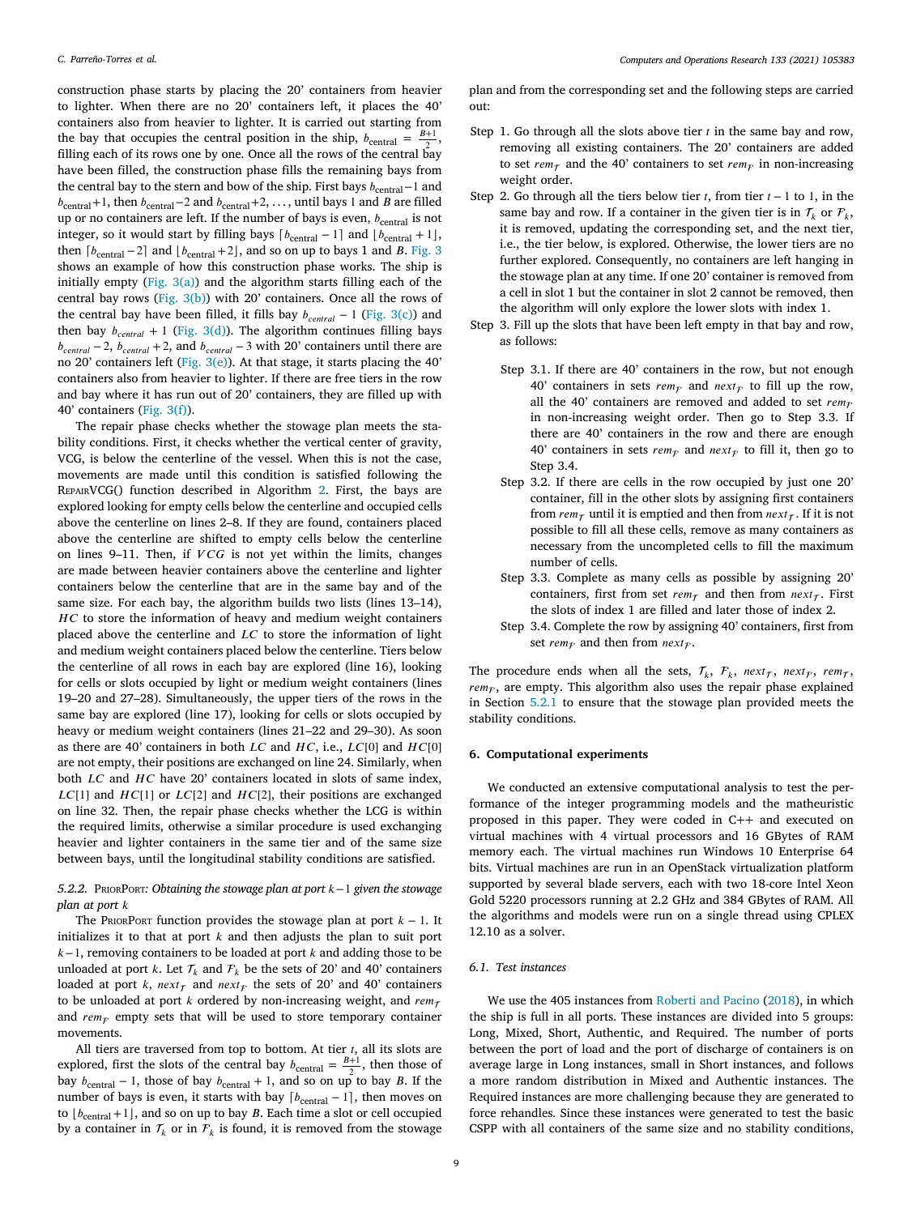construction phase starts by placing the 20' containers from heavier to lighter. When there are no 20' containers left, it places the 40' containers also from heavier to lighter. It is carried out starting from the bay that occupies the central position in the ship, $b_{\text{central}} = \frac{B+1}{2}$, filling each of its rows one by one. Once all the rows of the central bay have been filled, the construction phase fills the remaining bays from the central bay to the stern and bow of the ship. First bays $b_{\text{central}}-1$ and $b_{\text{central}}+1$, then $b_{\text{central}}-2$ and $b_{\text{central}}+2, \ldots$, until bays 1 and $B$ are filled up or no containers are left. If the number of bays is even, $b_{\text{central}}$ is not integer, so it would start by filling bays $\lceil b_{\text{central}} - 1 \rceil$ and $\lfloor b_{\text{central}} + 1 \rfloor$, then $\lceil b_{\text{central}} - 2 \rceil$ and $\lfloor b_{\text{central}} + 2 \rfloor$, and so on up to bays 1 and $B$. Fig. 3 shows an example of how this construction phase works. The ship is initially empty (Fig. 3(a)) and the algorithm starts filling each of the central bay rows (Fig. 3(b)) with 20' containers. Once all the rows of the central bay have been filled, it fills bay $b_{central} - 1$ (Fig. 3(c)) and then bay $b_{central} + 1$ (Fig. 3(d)). The algorithm continues filling bays $b_{central} - 2$, $b_{central} + 2$, and so on up to $b_{central} - 3$ with 20' containers until there are no 20' containers left (Fig. 3(e)). At that stage, it starts placing the 40' containers also from heavier to lighter. If there are free tiers in the row and bay where it has run out of 20' containers, they are filled up with 40' containers (Fig. 3(f)).

The repair phase checks whether the stowage plan meets the stability conditions. First, it checks whether the vertical center of gravity, VCG, is below the centerline of the vessel. When this is not the case, movements are made until this condition is satisfied following the RepairVCG() function described in Algorithm 2. First, the bays are explored looking for empty cells below the centerline and occupied cells above the centerline on lines 2–8. If they are found, containers placed above the centerline are shifted to empty cells below the centerline on lines 9–11. Then, if $VCG$ is not yet within the limits, changes are made between heavier containers above the centerline and lighter containers below the centerline that are in the same bay and of the same size. For each bay, the algorithm builds two lists (lines 13–14), $HC$ to store the information of heavy and medium weight containers placed above the centerline and $LC$ to store the information of light and medium weight containers placed below the centerline. Tiers below the centerline of all rows in each bay are explored (line 16), looking for cells or slots occupied by light or medium weight containers (lines 19–20 and 27–28). Simultaneously, the upper tiers of the rows in the same bay are explored (line 17), looking for cells or slots occupied by heavy or medium weight containers (lines 21–22 and 29–30). As soon as there are 40' containers in both $LC$ and $HC$, i.e., $LC[0]$ and $HC[0]$ are not empty, their positions are exchanged on line 24. Similarly, when both $LC$ and $HC$ have 20' containers located in slots of same index, $LC[1]$ and $HC[1]$ or $LC[2]$ and $HC[2]$, their positions are exchanged on line 32. Then, the repair phase checks whether the LCG is within the required limits, otherwise a similar procedure is used exchanging heavier and lighter containers in the same tier and of the same size between bays, until the longitudinal stability conditions are satisfied.

#### 5.2.2. PriorPort*: Obtaining the stowage plan at port $k-1$ given the stowage plan at port $k$*

The PriorPort function provides the stowage plan at port $k-1$. It initializes it to that at port $k$ and then adjusts the plan to suit port $k-1$, removing containers to be loaded at port $k$ and adding those to be unloaded at port $k$. Let $\mathcal{T}_k$ and $\mathcal{F}_k$ be the sets of 20' and 40' containers loaded at port $k$, $next_{\mathcal{T}}$ and $next_{\mathcal{F}}$ the sets of 20' and 40' containers to be unloaded at port $k$ ordered by non-increasing weight, and $rem_{\mathcal{T}}$ and $rem_{\mathcal{F}}$ empty sets that will be used to store temporary container movements.

All tiers are traversed from top to bottom. At tier $t$, all its slots are explored, first the slots of the central bay $b_{\text{central}} = \frac{B+1}{2}$, then those of bay $b_{\text{central}} - 1$, those of bay $b_{\text{central}} + 1$, and so on up to bay $B$. If the number of bays is even, it starts with bay $\lceil b_{\text{central}} - 1 \rceil$, then moves on to $\lfloor b_{\text{central}}+1 \rfloor$, and so on up to bay $B$. Each time a slot or cell occupied by a container in $\mathcal{T}_k$ or in $\mathcal{F}_k$ is found, it is removed from the stowage plan and from the corresponding set and the following steps are carried out:

- Step 1. Go through all the slots above tier $t$ in the same bay and row, removing all existing containers. The 20' containers are added to set $rem_{\mathcal{T}}$ and the 40' containers to set $rem_{\mathcal{F}}$ in non-increasing weight order.
- Step 2. Go through all the tiers below tier $t$, from tier $t-1$ to 1, in the same bay and row. If a container in the given tier is in $\mathcal{T}_k$ or $\mathcal{F}_k$, it is removed, updating the corresponding set, and the next tier, i.e., the tier below, is explored. Otherwise, the lower tiers are no further explored. Consequently, no containers are left hanging in the stowage plan at any time. If one 20' container is removed from a cell in slot 1 but the container in slot 2 cannot be removed, then the algorithm will only explore the lower slots with index 1.
- Step 3. Fill up the slots that have been left empty in that bay and row, as follows:
  - Step 3.1. If there are 40' containers in the row, but not enough 40' containers in sets $rem_{\mathcal{F}}$ and $next_{\mathcal{F}}$ to fill up the row, all the 40' containers are removed and added to set $rem_{\mathcal{F}}$ in non-increasing weight order. Then go to Step 3.3. If there are 40' containers in the row and there are enough 40' containers in sets $rem_{\mathcal{F}}$ and $next_{\mathcal{F}}$ to fill it, then go to Step 3.4.
  - Step 3.2. If there are cells in the row occupied by just one 20' container, fill in the other slots by assigning first containers from $rem_{\mathcal{T}}$ until it is emptied and then from $next_{\mathcal{T}}$. If it is not possible to fill all these cells, remove as many containers as necessary from the uncompleted cells to fill the maximum number of cells.
  - Step 3.3. Complete as many cells as possible by assigning 20' containers, first from set $rem_{\mathcal{T}}$ and then from $next_{\mathcal{T}}$. First the slots of index 1 are filled and later those of index 2.
  - Step 3.4. Complete the row by assigning 40' containers, first from set $rem_{\mathcal{F}}$ and then from $next_{\mathcal{F}}$.

The procedure ends when all the sets, $\mathcal{T}_k$, $\mathcal{F}_k$, $next_{\mathcal{T}}$, $next_{\mathcal{F}}$, $rem_{\mathcal{T}}$, $rem_{\mathcal{F}}$, are empty. This algorithm also uses the repair phase explained in Section 5.2.1 to ensure that the stowage plan provided meets the stability conditions.

## 6. Computational experiments

We conducted an extensive computational analysis to test the performance of the integer programming models and the matheuristic proposed in this paper. They were coded in C++ and executed on virtual machines with 4 virtual processors and 16 GBytes of RAM memory each. The virtual machines run Windows 10 Enterprise 64 bits. Virtual machines are run in an OpenStack virtualization platform supported by several blade servers, each with two 18-core Intel Xeon Gold 5220 processors running at 2.2 GHz and 384 GBytes of RAM. All the algorithms and models were run on a single thread using CPLEX 12.10 as a solver.

### 6.1. Test instances

We use the 405 instances from Roberti and Pacino (2018), in which the ship is full in all ports. These instances are divided into 5 groups: Long, Mixed, Short, Authentic, and Required. The number of ports between the port of load and the port of discharge of containers is on average large in Long instances, small in Short instances, and follows a more random distribution in Mixed and Authentic instances. The Required instances are more challenging because they are generated to force rehandles. Since these instances were generated to test the basic CSPP with all containers of the same size and no stability conditions,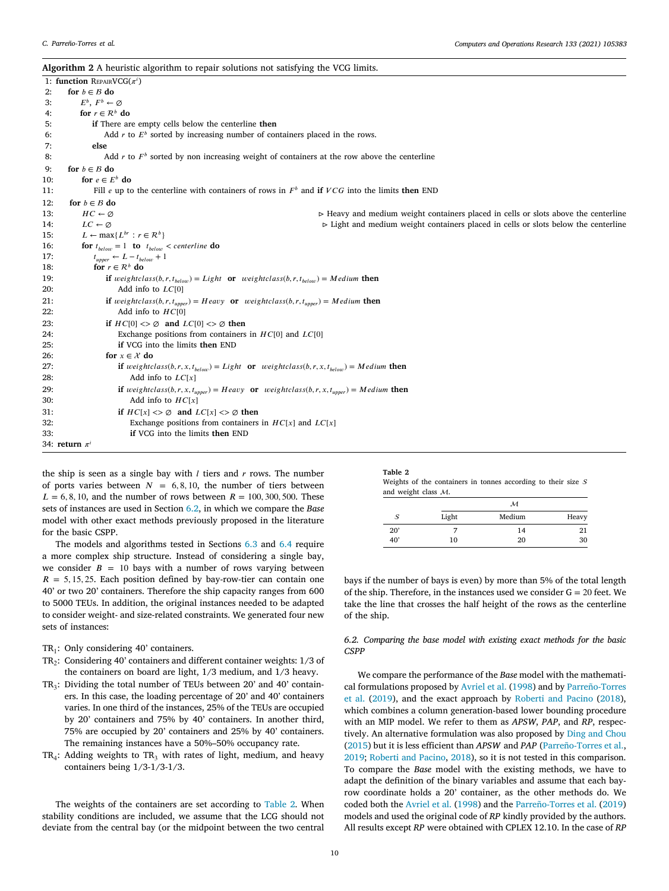**Algorithm 2** A heuristic algorithm to repair solutions not satisfying the VCG limits.

```
1: function RepairVCG(π^i)
2:   for b ∈ B do
3:     E^b, F^b ← ∅
4:     for r ∈ R^b do
5:       if There are empty cells below the centerline then
6:         Add r to E^b sorted by increasing number of containers placed in the rows.
7:       else
8:         Add r to F^b sorted by non increasing weight of containers at the row above the centerline
9:   for b ∈ B do
10:    for e ∈ E^b do
11:      Fill e up to the centerline with containers of rows in F^b and if VCG into the limits then END
12:  for b ∈ B do
13:    HC ← ∅          ▷ Heavy and medium weight containers placed in cells or slots above the centerline
14:    LC ← ∅          ▷ Light and medium weight containers placed in cells or slots below the centerline
15:    L ← max{L^br : r ∈ R^b}
16:    for t_below = 1 to t_below < centerline do
17:      t_upper ← L − t_below + 1
18:      for r ∈ R^b do
19:        if weightclass(b, r, t_below) = Light or weightclass(b, r, t_below) = Medium then
20:          Add info to LC[0]
21:        if weightclass(b, r, t_upper) = Heavy or weightclass(b, r, t_upper) = Medium then
22:          Add info to HC[0]
23:        if HC[0] <> ∅ and LC[0] <> ∅ then
24:          Exchange positions from containers in HC[0] and LC[0]
25:          if VCG into the limits then END
26:        for x ∈ X do
27:          if weightclass(b, r, x, t_below) = Light or weightclass(b, r, x, t_below) = Medium then
28:            Add info to LC[x]
29:          if weightclass(b, r, x, t_upper) = Heavy or weightclass(b, r, x, t_upper) = Medium then
30:            Add info to HC[x]
31:          if HC[x] <> ∅ and LC[x] <> ∅ then
32:            Exchange positions from containers in HC[x] and LC[x]
33:            if VCG into the limits then END
34: return π^i
```

the ship is seen as a single bay with $l$ tiers and $r$ rows. The number of ports varies between $N = 6, 8, 10$, the number of tiers between $L = 6, 8, 10$, and the number of rows between $R = 100, 300, 500$. These sets of instances are used in Section 6.2, in which we compare the *Base* model with other exact methods previously proposed in the literature for the basic CSPP.

The models and algorithms tested in Sections 6.3 and 6.4 require a more complex ship structure. Instead of considering a single bay, we consider $B = 10$ bays with a number of rows varying between $R = 5, 15, 25$. Each position defined by bay-row-tier can contain one 40' or two 20' containers. Therefore the ship capacity ranges from 600 to 5000 TEUs. In addition, the original instances needed to be adapted to consider weight- and size-related constraints. We generated four new sets of instances:

- $TR_1$: Only considering 40' containers.
- $TR_2$: Considering 40' containers and different container weights: 1/3 of the containers on board are light, 1/3 medium, and 1/3 heavy.
- $TR_3$: Dividing the total number of TEUs between 20' and 40' containers. In this case, the loading percentage of 20' and 40' containers varies. In one third of the instances, 25% of the TEUs are occupied by 20' containers and 75% by 40' containers. In another third, 75% are occupied by 20' containers and 25% by 40' containers. The remaining instances have a 50%–50% occupancy rate.
- $TR_4$: Adding weights to $TR_3$ with rates of light, medium, and heavy containers being 1/3-1/3-1/3.

The weights of the containers are set according to Table 2. When stability conditions are included, we assume that the LCG should not deviate from the central bay (or the midpoint between the two central bays if the number of bays is even) by more than 5% of the total length of the ship. Therefore, in the instances used we consider G = 20 feet. We take the line that crosses the half height of the rows as the centerline of the ship.

**Table 2**
Weights of the containers in tonnes according to their size $S$ and weight class $\mathcal{M}$.

| | $\mathcal{M}$ | | |
|---|---|---|---|
| $S$ | Light | Medium | Heavy |
| 20' | 7 | 14 | 21 |
| 40' | 10 | 20 | 30 |

### 6.2. Comparing the base model with existing exact methods for the basic CSPP

We compare the performance of the *Base* model with the mathematical formulations proposed by Avriel et al. (1998) and by Parreño-Torres et al. (2019), and the exact approach by Roberti and Pacino (2018), which combines a column generation-based lower bounding procedure with an MIP model. We refer to them as *APSW*, *PAP*, and *RP*, respectively. An alternative formulation was also proposed by Ding and Chou (2015) but it is less efficient than *APSW* and *PAP* (Parreño-Torres et al., 2019; Roberti and Pacino, 2018), so it is not tested in this comparison. To compare the *Base* model with the existing methods, we have to adapt the definition of the binary variables and assume that each bay-row coordinate holds a 20' container, as the other methods do. We coded both the Avriel et al. (1998) and the Parreño-Torres et al. (2019) models and used the original code of *RP* kindly provided by the authors. All results except *RP* were obtained with CPLEX 12.10. In the case of *RP*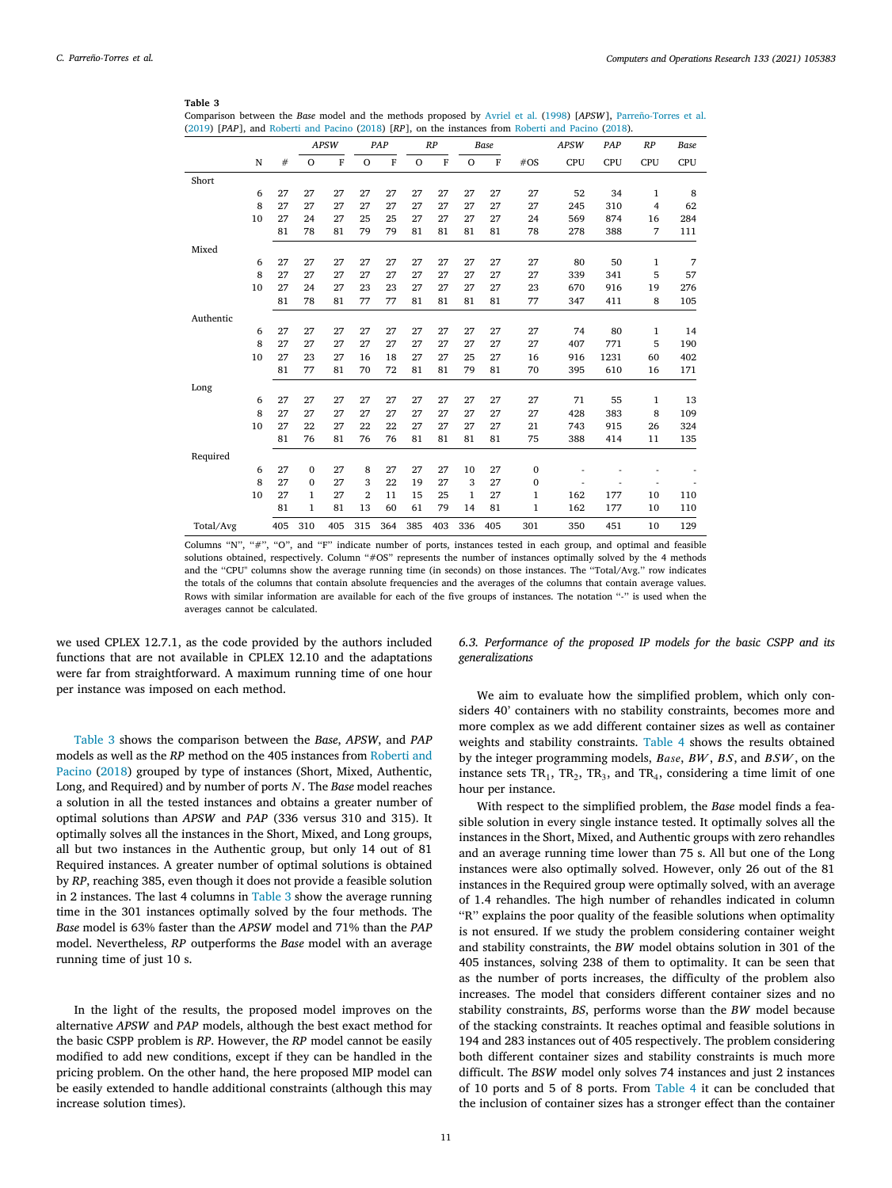**Table 3**
Comparison between the *Base* model and the methods proposed by Avriel et al. (1998) [*APSW*], Parreño-Torres et al. (2019) [*PAP*], and Roberti and Pacino (2018) [*RP*], on the instances from Roberti and Pacino (2018).

| | | | *APSW* | | *PAP* | | *RP* | | *Base* | | | *APSW* | *PAP* | *RP* | *Base* |
|---|---|---|---|---|---|---|---|---|---|---|---|---|---|---|---|
| | N | # | O | F | O | F | O | F | O | F | #OS | CPU | CPU | CPU | CPU |
| Short | | | | | | | | | | | | | | | |
| | 6 | 27 | 27 | 27 | 27 | 27 | 27 | 27 | 27 | 27 | 27 | 52 | 34 | 1 | 8 |
| | 8 | 27 | 27 | 27 | 27 | 27 | 27 | 27 | 27 | 27 | 27 | 245 | 310 | 4 | 62 |
| | 10 | 27 | 24 | 27 | 25 | 25 | 27 | 27 | 27 | 27 | 24 | 569 | 874 | 16 | 284 |
| | | 81 | 78 | 81 | 79 | 79 | 81 | 81 | 81 | 81 | 78 | 278 | 388 | 7 | 111 |
| Mixed | | | | | | | | | | | | | | | |
| | 6 | 27 | 27 | 27 | 27 | 27 | 27 | 27 | 27 | 27 | 27 | 80 | 50 | 1 | 7 |
| | 8 | 27 | 27 | 27 | 27 | 27 | 27 | 27 | 27 | 27 | 27 | 339 | 341 | 5 | 57 |
| | 10 | 27 | 24 | 27 | 23 | 23 | 27 | 27 | 27 | 27 | 23 | 670 | 916 | 19 | 276 |
| | | 81 | 78 | 81 | 77 | 77 | 81 | 81 | 81 | 81 | 77 | 347 | 411 | 8 | 105 |
| Authentic | | | | | | | | | | | | | | | |
| | 6 | 27 | 27 | 27 | 27 | 27 | 27 | 27 | 27 | 27 | 27 | 74 | 80 | 1 | 14 |
| | 8 | 27 | 27 | 27 | 27 | 27 | 27 | 27 | 27 | 27 | 27 | 407 | 771 | 5 | 190 |
| | 10 | 27 | 23 | 27 | 16 | 18 | 27 | 27 | 25 | 27 | 16 | 916 | 1231 | 60 | 402 |
| | | 81 | 77 | 81 | 70 | 72 | 81 | 81 | 79 | 81 | 70 | 395 | 610 | 16 | 171 |
| Long | | | | | | | | | | | | | | | |
| | 6 | 27 | 27 | 27 | 27 | 27 | 27 | 27 | 27 | 27 | 27 | 71 | 55 | 1 | 13 |
| | 8 | 27 | 27 | 27 | 27 | 27 | 27 | 27 | 27 | 27 | 27 | 428 | 383 | 8 | 109 |
| | 10 | 27 | 22 | 27 | 22 | 22 | 27 | 27 | 27 | 27 | 21 | 743 | 915 | 26 | 324 |
| | | 81 | 76 | 81 | 76 | 76 | 81 | 81 | 81 | 81 | 75 | 388 | 414 | 11 | 135 |
| Required | | | | | | | | | | | | | | | |
| | 6 | 27 | 0 | 27 | 8 | 27 | 27 | 27 | 10 | 27 | 0 | - | - | - | - |
| | 8 | 27 | 0 | 27 | 3 | 22 | 19 | 27 | 3 | 27 | 0 | - | - | - | - |
| | 10 | 27 | 1 | 27 | 2 | 11 | 15 | 25 | 1 | 27 | 1 | 162 | 177 | 10 | 110 |
| | | 81 | 1 | 81 | 13 | 60 | 61 | 79 | 14 | 81 | 1 | 162 | 177 | 10 | 110 |
| Total/Avg | | 405 | 310 | 405 | 315 | 364 | 385 | 403 | 336 | 405 | 301 | 350 | 451 | 10 | 129 |

Columns "N", "#", "O", and "F" indicate number of ports, instances tested in each group, and optimal and feasible solutions obtained, respectively. Column "#OS" represents the number of instances optimally solved by the 4 methods and the "CPU" columns show the average running time (in seconds) on those instances. The "Total/Avg." row indicates the totals of the columns that contain absolute frequencies and the averages of the columns that contain average values. Rows with similar information are available for each of the five groups of instances. The notation "-" is used when the averages cannot be calculated.

we used CPLEX 12.7.1, as the code provided by the authors included functions that are not available in CPLEX 12.10 and the adaptations were far from straightforward. A maximum running time of one hour per instance was imposed on each method.

Table 3 shows the comparison between the *Base*, *APSW*, and *PAP* models as well as the *RP* method on the 405 instances from Roberti and Pacino (2018) grouped by type of instances (Short, Mixed, Authentic, Long, and Required) and by number of ports $N$. The *Base* model reaches a solution in all the tested instances and obtains a greater number of optimal solutions than *APSW* and *PAP* (336 versus 310 and 315). It optimally solves all the instances in the Short, Mixed, and Long groups, all but two instances in the Authentic group, but only 14 out of 81 Required instances. A greater number of optimal solutions is obtained by *RP*, reaching 385, even though it does not provide a feasible solution in 2 instances. The last 4 columns in Table 3 show the average running time in the 301 instances optimally solved by the four methods. The *Base* model is 63% faster than the *APSW* model and 71% than the *PAP* model. Nevertheless, *RP* outperforms the *Base* model with an average running time of just 10 s.

In the light of the results, the proposed model improves on the alternative *APSW* and *PAP* models, although the best exact method for the basic CSPP problem is *RP*. However, the *RP* model cannot be easily modified to add new conditions, except if they can be handled in the pricing problem. On the other hand, the here proposed MIP model can be easily extended to handle additional constraints (although this may increase solution times).

### 6.3. Performance of the proposed IP models for the basic CSPP and its generalizations

We aim to evaluate how the simplified problem, which only considers 40' containers with no stability constraints, becomes more and more complex as we add different container sizes as well as container weights and stability constraints. Table 4 shows the results obtained by the integer programming models, $Base$, $BW$, $BS$, and $BSW$, on the instance sets $TR_1$, $TR_2$, $TR_3$, and $TR_4$, considering a time limit of one hour per instance.

With respect to the simplified problem, the *Base* model finds a feasible solution in every single instance tested. It optimally solves all the instances in the Short, Mixed, and Authentic groups with zero rehandles and an average running time lower than 75 s. All but one of the Long instances were also optimally solved. However, only 26 out of the 81 instances in the Required group were optimally solved, with an average of 1.4 rehandles. The high number of rehandles indicated in column "R" explains the poor quality of the feasible solutions when optimality is not ensured. If we study the problem considering container weight and stability constraints, the *BW* model obtains solution in 301 of the 405 instances, solving 238 of them to optimality. It can be seen that as the number of ports increases, the difficulty of the problem also increases. The model that considers different container sizes and no stability constraints, *BS*, performs worse than the *BW* model because of the stacking constraints. It reaches optimal and feasible solutions in 194 and 283 instances out of 405 respectively. The problem considering both different container sizes and stability constraints is much more difficult. The *BSW* model only solves 74 instances and just 2 instances of 10 ports and 5 of 8 ports. From Table 4 it can be concluded that the inclusion of container sizes has a stronger effect than the container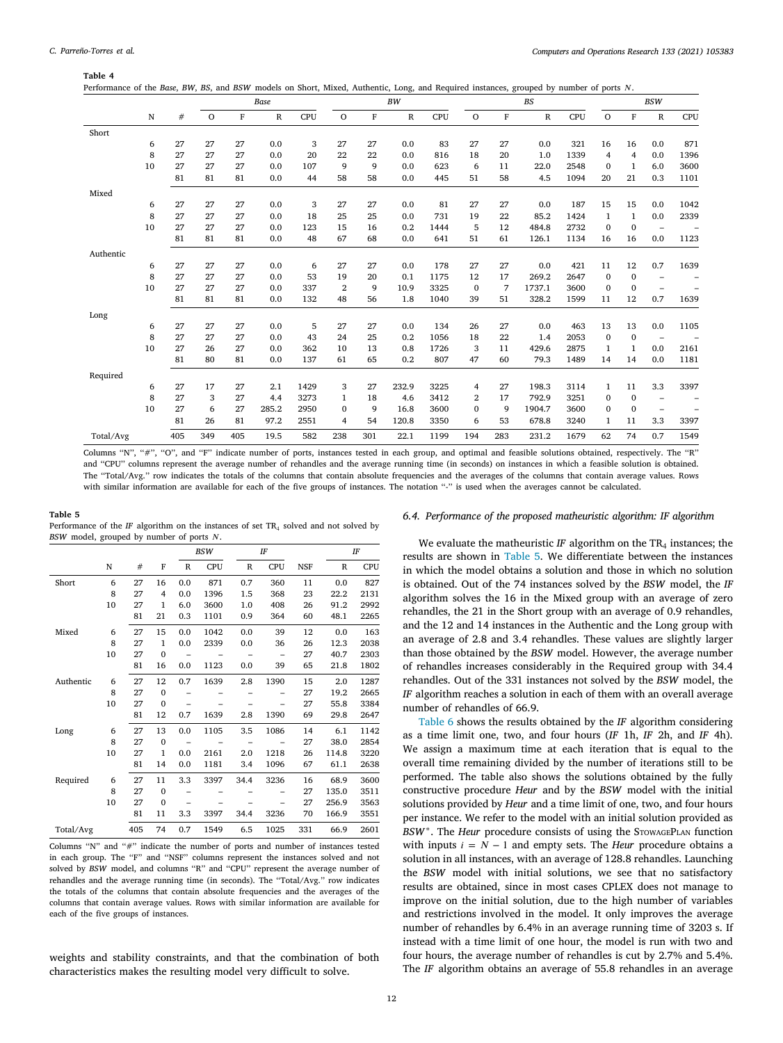**Table 4**
Performance of the *Base*, *BW*, *BS*, and *BSW* models on Short, Mixed, Authentic, Long, and Required instances, grouped by number of ports $N$.

| | N | # | *Base* O | F | R | CPU | *BW* O | F | R | CPU | *BS* O | F | R | CPU | *BSW* O | F | R | CPU |
|---|---|---|---|---|---|---|---|---|---|---|---|---|---|---|---|---|---|---|
| Short | | | | | | | | | | | | | | | | | | |
| | 6 | 27 | 27 | 27 | 0.0 | 3 | 27 | 27 | 0.0 | 83 | 27 | 27 | 0.0 | 321 | 16 | 16 | 0.0 | 871 |
| | 8 | 27 | 27 | 27 | 0.0 | 20 | 22 | 22 | 0.0 | 816 | 18 | 20 | 1.0 | 1339 | 4 | 4 | 0.0 | 1396 |
| | 10 | 27 | 27 | 27 | 0.0 | 107 | 9 | 9 | 0.0 | 623 | 6 | 11 | 22.0 | 2548 | 0 | 1 | 6.0 | 3600 |
| | | 81 | 81 | 81 | 0.0 | 44 | 58 | 58 | 0.0 | 445 | 51 | 58 | 4.5 | 1094 | 20 | 21 | 0.3 | 1101 |
| Mixed | | | | | | | | | | | | | | | | | | |
| | 6 | 27 | 27 | 27 | 0.0 | 3 | 27 | 27 | 0.0 | 81 | 27 | 27 | 0.0 | 187 | 15 | 15 | 0.0 | 1042 |
| | 8 | 27 | 27 | 27 | 0.0 | 18 | 25 | 25 | 0.0 | 731 | 19 | 22 | 85.2 | 1424 | 1 | 1 | 0.0 | 2339 |
| | 10 | 27 | 27 | 27 | 0.0 | 123 | 15 | 16 | 0.2 | 1444 | 5 | 12 | 484.8 | 2732 | 0 | 0 | – | – |
| | | 81 | 81 | 81 | 0.0 | 48 | 67 | 68 | 0.0 | 641 | 51 | 61 | 126.1 | 1134 | 16 | 16 | 0.0 | 1123 |
| Authentic | | | | | | | | | | | | | | | | | | |
| | 6 | 27 | 27 | 27 | 0.0 | 6 | 27 | 27 | 0.0 | 178 | 27 | 27 | 0.0 | 421 | 11 | 12 | 0.7 | 1639 |
| | 8 | 27 | 27 | 27 | 0.0 | 53 | 19 | 20 | 0.1 | 1175 | 12 | 17 | 269.2 | 2647 | 0 | 0 | – | – |
| | 10 | 27 | 27 | 27 | 0.0 | 337 | 2 | 9 | 10.9 | 3325 | 0 | 7 | 1737.1 | 3600 | 0 | 0 | – | – |
| | | 81 | 81 | 81 | 0.0 | 132 | 48 | 56 | 1.8 | 1040 | 39 | 51 | 328.2 | 1599 | 11 | 12 | 0.7 | 1639 |
| Long | | | | | | | | | | | | | | | | | | |
| | 6 | 27 | 27 | 27 | 0.0 | 5 | 27 | 27 | 0.0 | 134 | 26 | 27 | 0.0 | 463 | 13 | 13 | 0.0 | 1105 |
| | 8 | 27 | 27 | 27 | 0.0 | 43 | 24 | 25 | 0.2 | 1056 | 18 | 22 | 1.4 | 2053 | 0 | 0 | – | – |
| | 10 | 27 | 26 | 27 | 0.0 | 362 | 10 | 13 | 0.8 | 1726 | 3 | 11 | 429.6 | 2875 | 1 | 1 | 0.0 | 2161 |
| | | 81 | 80 | 81 | 0.0 | 137 | 61 | 65 | 0.2 | 807 | 47 | 60 | 79.3 | 1489 | 14 | 14 | 0.0 | 1181 |
| Required | | | | | | | | | | | | | | | | | | |
| | 6 | 27 | 17 | 27 | 2.1 | 1429 | 3 | 27 | 232.9 | 3225 | 4 | 27 | 198.3 | 3114 | 1 | 11 | 3.3 | 3397 |
| | 8 | 27 | 3 | 27 | 4.4 | 3273 | 1 | 18 | 4.6 | 3412 | 2 | 17 | 792.9 | 3251 | 0 | 0 | – | – |
| | 10 | 27 | 6 | 27 | 285.2 | 2950 | 0 | 9 | 16.8 | 3600 | 0 | 9 | 1904.7 | 3600 | 0 | 0 | – | – |
| | | 81 | 26 | 81 | 97.2 | 2551 | 4 | 54 | 120.8 | 3350 | 6 | 53 | 678.8 | 3240 | 1 | 11 | 3.3 | 3397 |
| Total/Avg | | 405 | 349 | 405 | 19.5 | 582 | 238 | 301 | 22.1 | 1199 | 194 | 283 | 231.2 | 1679 | 62 | 74 | 0.7 | 1549 |

Columns "N", "#", "O", and "F" indicate number of ports, instances tested in each group, and optimal and feasible solutions obtained, respectively. The "R" and "CPU" columns represent the average number of rehandles and the average running time (in seconds) on instances in which a feasible solution is obtained. The "Total/Avg." row indicates the totals of the columns that contain absolute frequencies and the averages of the columns that contain average values. Rows with similar information are available for each of the five groups of instances. The notation "-" is used when the averages cannot be calculated.

**Table 5**
Performance of the *IF* algorithm on the instances of set $TR_4$ solved and not solved by *BSW* model, grouped by number of ports $N$.

| | N | # | F | *BSW* R | CPU | *IF* R | CPU | NSF | *IF* R | CPU |
|---|---|---|---|---|---|---|---|---|---|---|
| Short | 6 | 27 | 16 | 0.0 | 871 | 0.7 | 360 | 11 | 0.0 | 827 |
| | 8 | 27 | 4 | 0.0 | 1396 | 1.5 | 368 | 23 | 22.2 | 2131 |
| | 10 | 27 | 1 | 6.0 | 3600 | 1.0 | 408 | 26 | 91.2 | 2992 |
| | | 81 | 21 | 0.3 | 1101 | 0.9 | 364 | 60 | 48.1 | 2265 |
| Mixed | 6 | 27 | 15 | 0.0 | 1042 | 0.0 | 39 | 12 | 0.0 | 163 |
| | 8 | 27 | 1 | 0.0 | 2339 | 0.0 | 36 | 26 | 12.3 | 2038 |
| | 10 | 27 | 0 | – | – | – | – | 27 | 40.7 | 2303 |
| | | 81 | 16 | 0.0 | 1123 | 0.0 | 39 | 65 | 21.8 | 1802 |
| Authentic | 6 | 27 | 12 | 0.7 | 1639 | 2.8 | 1390 | 15 | 2.0 | 1287 |
| | 8 | 27 | 0 | – | – | – | – | 27 | 19.2 | 2665 |
| | 10 | 27 | 0 | – | – | – | – | 27 | 55.8 | 3384 |
| | | 81 | 12 | 0.7 | 1639 | 2.8 | 1390 | 69 | 29.8 | 2647 |
| Long | 6 | 27 | 13 | 0.0 | 1105 | 3.5 | 1086 | 14 | 6.1 | 1142 |
| | 8 | 27 | 0 | – | – | – | – | 27 | 38.0 | 2854 |
| | 10 | 27 | 1 | 0.0 | 2161 | 2.0 | 1218 | 26 | 114.8 | 3220 |
| | | 81 | 14 | 0.0 | 1181 | 3.4 | 1096 | 67 | 61.1 | 2638 |
| Required | 6 | 27 | 11 | 3.3 | 3397 | 34.4 | 3236 | 16 | 68.9 | 3600 |
| | 8 | 27 | 0 | – | – | – | – | 27 | 135.0 | 3511 |
| | 10 | 27 | 0 | – | – | – | – | 27 | 256.9 | 3563 |
| | | 81 | 11 | 3.3 | 3397 | 34.4 | 3236 | 70 | 166.9 | 3551 |
| Total/Avg | | 405 | 74 | 0.7 | 1549 | 6.5 | 1025 | 331 | 66.9 | 2601 |

Columns "N" and "#" indicate the number of ports and number of instances tested in each group. The "F" and "NSF" columns represent the instances solved and not solved by *BSW* model, and columns "R" and "CPU" represent the average number of rehandles and the average running time (in seconds). The "Total/Avg." row indicates the totals of the columns that contain absolute frequencies and the averages of the columns that contain average values. Rows with similar information are available for each of the five groups of instances.

weights and stability constraints, and that the combination of both characteristics makes the resulting model very difficult to solve.

### 6.4. Performance of the proposed matheuristic algorithm: IF algorithm

We evaluate the matheuristic *IF* algorithm on the $TR_4$ instances; the results are shown in Table 5. We differentiate between the instances in which the model obtains a solution and those in which no solution is obtained. Out of the 74 instances solved by the *BSW* model, the *IF* algorithm solves the 16 in the Mixed group with an average of zero rehandles, the 21 in the Short group with an average of 0.9 rehandles, and the 12 and 14 instances in the Authentic and the Long group with an average of 2.8 and 3.4 rehandles. These values are slightly larger than those obtained by the *BSW* model. However, the average number of rehandles increases considerably in the Required group with 34.4 rehandles. Out of the 331 instances not solved by the *BSW* model, the *IF* algorithm reaches a solution in each of them with an overall average number of rehandles of 66.9.

Table 6 shows the results obtained by the *IF* algorithm considering as a time limit one, two, and four hours (*IF* 1h, *IF* 2h, and *IF* 4h). We assign a maximum time at each iteration that is equal to the overall time remaining divided by the number of iterations still to be performed. The table also shows the solutions obtained by the fully constructive procedure *Heur* and by the *BSW* model with the initial solutions provided by *Heur* and a time limit of one, two, and four hours per instance. We refer to the model with an initial solution provided as *BSW*\*. The *Heur* procedure consists of using the StowagePlan function with inputs $i = N - 1$ and empty sets. The *Heur* procedure obtains a solution in all instances, with an average of 128.8 rehandles. Launching the *BSW* model with initial solutions, we see that no satisfactory results are obtained, since in most cases CPLEX does not manage to improve on the initial solution, due to the high number of variables and restrictions involved in the model. It only improves the average number of rehandles by 6.4% in an average running time of 3203 s. If instead with a time limit of one hour, the model is run with two and four hours, the average number of rehandles is cut by 2.7% and 5.4%. The *IF* algorithm obtains an average of 55.8 rehandles in an average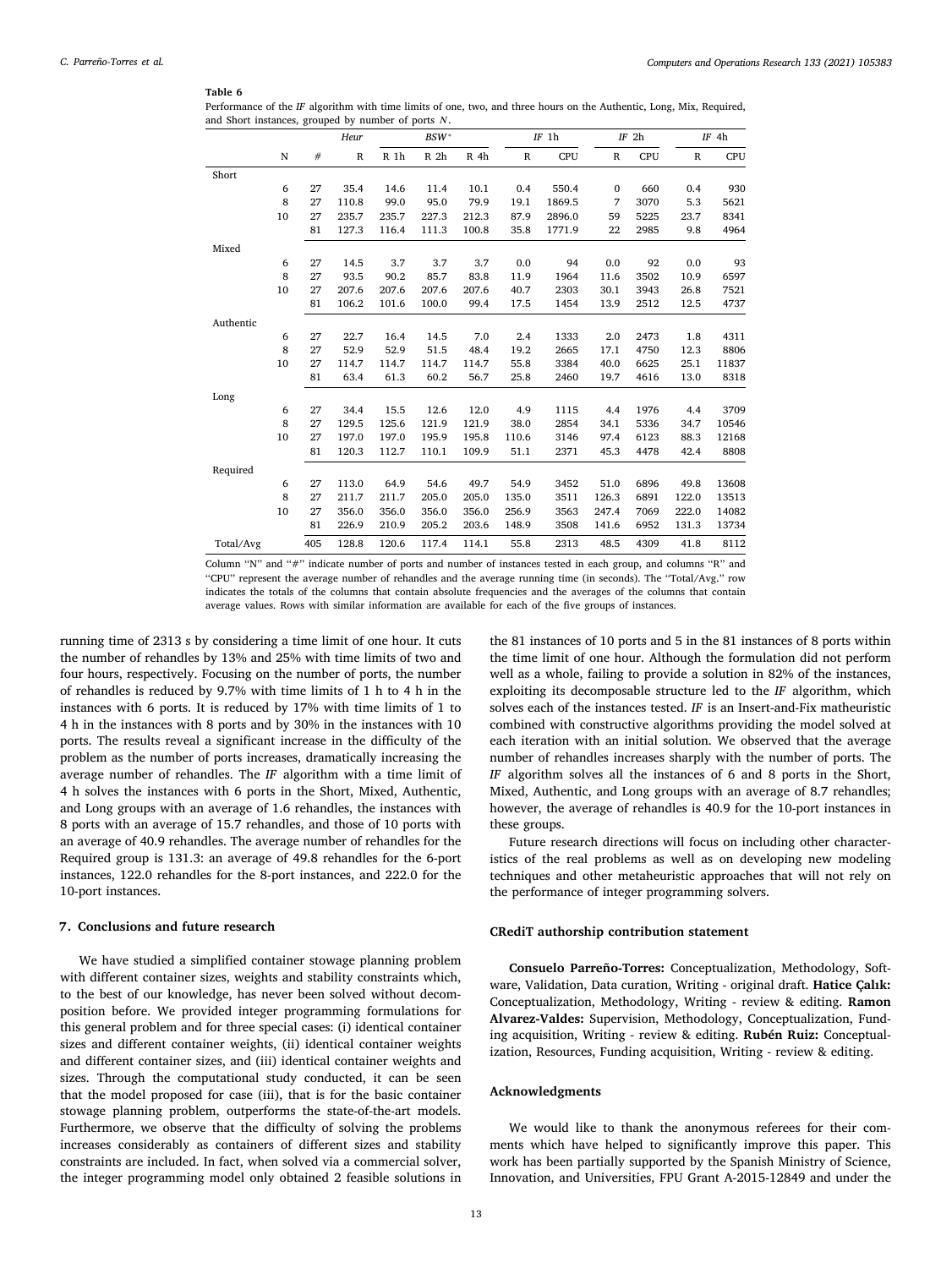**Table 6**

Performance of the *IF* algorithm with time limits of one, two, and three hours on the Authentic, Long, Mix, Required, and Short instances, grouped by number of ports $N$.

| | N | # | *Heur* | *BSW** | | | *IF* 1h | | *IF* 2h | | *IF* 4h | |
|---|---|---|---|---|---|---|---|---|---|---|---|---|
| | | | R | R 1h | R 2h | R 4h | R | CPU | R | CPU | R | CPU |
| Short | | | | | | | | | | | | |
| | 6 | 27 | 35.4 | 14.6 | 11.4 | 10.1 | 0.4 | 550.4 | 0 | 660 | 0.4 | 930 |
| | 8 | 27 | 110.8 | 99.0 | 95.0 | 79.9 | 19.1 | 1869.5 | 7 | 3070 | 5.3 | 5621 |
| | 10 | 27 | 235.7 | 235.7 | 227.3 | 212.3 | 87.9 | 2896.0 | 59 | 5225 | 23.7 | 8341 |
| | | 81 | 127.3 | 116.4 | 111.3 | 100.8 | 35.8 | 1771.9 | 22 | 2985 | 9.8 | 4964 |
| Mixed | | | | | | | | | | | | |
| | 6 | 27 | 14.5 | 3.7 | 3.7 | 3.7 | 0.0 | 94 | 0.0 | 92 | 0.0 | 93 |
| | 8 | 27 | 93.5 | 90.2 | 85.7 | 83.8 | 11.9 | 1964 | 11.6 | 3502 | 10.9 | 6597 |
| | 10 | 27 | 207.6 | 207.6 | 207.6 | 207.6 | 40.7 | 2303 | 30.1 | 3943 | 26.8 | 7521 |
| | | 81 | 106.2 | 101.6 | 100.0 | 99.4 | 17.5 | 1454 | 13.9 | 2512 | 12.5 | 4737 |
| Authentic | | | | | | | | | | | | |
| | 6 | 27 | 22.7 | 16.4 | 14.5 | 7.0 | 2.4 | 1333 | 2.0 | 2473 | 1.8 | 4311 |
| | 8 | 27 | 52.9 | 52.9 | 51.5 | 48.4 | 19.2 | 2665 | 17.1 | 4750 | 12.3 | 8806 |
| | 10 | 27 | 114.7 | 114.7 | 114.7 | 114.7 | 55.8 | 3384 | 40.0 | 6625 | 25.1 | 11837 |
| | | 81 | 63.4 | 61.3 | 60.2 | 56.7 | 25.8 | 2460 | 19.7 | 4616 | 13.0 | 8318 |
| Long | | | | | | | | | | | | |
| | 6 | 27 | 34.4 | 15.5 | 12.6 | 12.0 | 4.9 | 1115 | 4.4 | 1976 | 4.4 | 3709 |
| | 8 | 27 | 129.5 | 125.6 | 121.9 | 121.9 | 38.0 | 2854 | 34.1 | 5336 | 34.7 | 10546 |
| | 10 | 27 | 197.0 | 197.0 | 195.9 | 195.8 | 110.6 | 3146 | 97.4 | 6123 | 88.3 | 12168 |
| | | 81 | 120.3 | 112.7 | 110.1 | 109.9 | 51.1 | 2371 | 45.3 | 4478 | 42.4 | 8808 |
| Required | | | | | | | | | | | | |
| | 6 | 27 | 113.0 | 64.9 | 54.6 | 49.7 | 54.9 | 3452 | 51.0 | 6896 | 49.8 | 13608 |
| | 8 | 27 | 211.7 | 211.7 | 205.0 | 205.0 | 135.0 | 3511 | 126.3 | 6891 | 122.0 | 13513 |
| | 10 | 27 | 356.0 | 356.0 | 356.0 | 356.0 | 256.9 | 3563 | 247.4 | 7069 | 222.0 | 14082 |
| | | 81 | 226.9 | 210.9 | 205.2 | 203.6 | 148.9 | 3508 | 141.6 | 6952 | 131.3 | 13734 |
| Total/Avg | | 405 | 128.8 | 120.6 | 117.4 | 114.1 | 55.8 | 2313 | 48.5 | 4309 | 41.8 | 8112 |

Column "N" and "#" indicate number of ports and number of instances tested in each group, and columns "R" and "CPU" represent the average number of rehandles and the average running time (in seconds). The "Total/Avg." row indicates the totals of the columns that contain absolute frequencies and the averages of the columns that contain average values. Rows with similar information are available for each of the five groups of instances.

running time of 2313 s by considering a time limit of one hour. It cuts the number of rehandles by 13% and 25% with time limits of two and four hours, respectively. Focusing on the number of ports, the number of rehandles is reduced by 9.7% with time limits of 1 h to 4 h in the instances with 6 ports. It is reduced by 17% with time limits of 1 to 4 h in the instances with 8 ports and by 30% in the instances with 10 ports. The results reveal a significant increase in the difficulty of the problem as the number of ports increases, dramatically increasing the average number of rehandles. The *IF* algorithm with a time limit of 4 h solves the instances with 6 ports in the Short, Mixed, Authentic, and Long groups with an average of 1.6 rehandles, the instances with 8 ports with an average of 15.7 rehandles, and those of 10 ports with an average of 40.9 rehandles. The average number of rehandles for the Required group is 131.3: an average of 49.8 rehandles for the 6-port instances, 122.0 rehandles for the 8-port instances, and 222.0 for the 10-port instances.

## 7. Conclusions and future research

We have studied a simplified container stowage planning problem with different container sizes, weights and stability constraints which, to the best of our knowledge, has never been solved without decomposition before. We provided integer programming formulations for this general problem and for three special cases: (i) identical container sizes and different container weights, (ii) identical container weights and different container sizes, and (iii) identical container weights and sizes. Through the computational study conducted, it can be seen that the model proposed for case (iii), that is for the basic container stowage planning problem, outperforms the state-of-the-art models. Furthermore, we observe that the difficulty of solving the problems increases considerably as containers of different sizes and stability constraints are included. In fact, when solved via a commercial solver, the integer programming model only obtained 2 feasible solutions in the 81 instances of 10 ports and 5 in the 81 instances of 8 ports within the time limit of one hour. Although the formulation did not perform well as a whole, failing to provide a solution in 82% of the instances, exploiting its decomposable structure led to the *IF* algorithm, which solves each of the instances tested. *IF* is an Insert-and-Fix matheuristic combined with constructive algorithms providing the model solved at each iteration with an initial solution. We observed that the average number of rehandles increases sharply with the number of ports. The *IF* algorithm solves all the instances of 6 and 8 ports in the Short, Mixed, Authentic, and Long groups with an average of 8.7 rehandles; however, the average of rehandles is 40.9 for the 10-port instances in these groups.

Future research directions will focus on including other characteristics of the real problems as well as on developing new modeling techniques and other metaheuristic approaches that will not rely on the performance of integer programming solvers.

### CRediT authorship contribution statement

**Consuelo Parreño-Torres:** Conceptualization, Methodology, Software, Validation, Data curation, Writing - original draft. **Hatice Çalık:** Conceptualization, Methodology, Writing - review & editing. **Ramon Alvarez-Valdes:** Supervision, Methodology, Conceptualization, Funding acquisition, Writing - review & editing. **Rubén Ruiz:** Conceptualization, Resources, Funding acquisition, Writing - review & editing.

### Acknowledgments

We would like to thank the anonymous referees for their comments which have helped to significantly improve this paper. This work has been partially supported by the Spanish Ministry of Science, Innovation, and Universities, FPU Grant A-2015-12849 and under the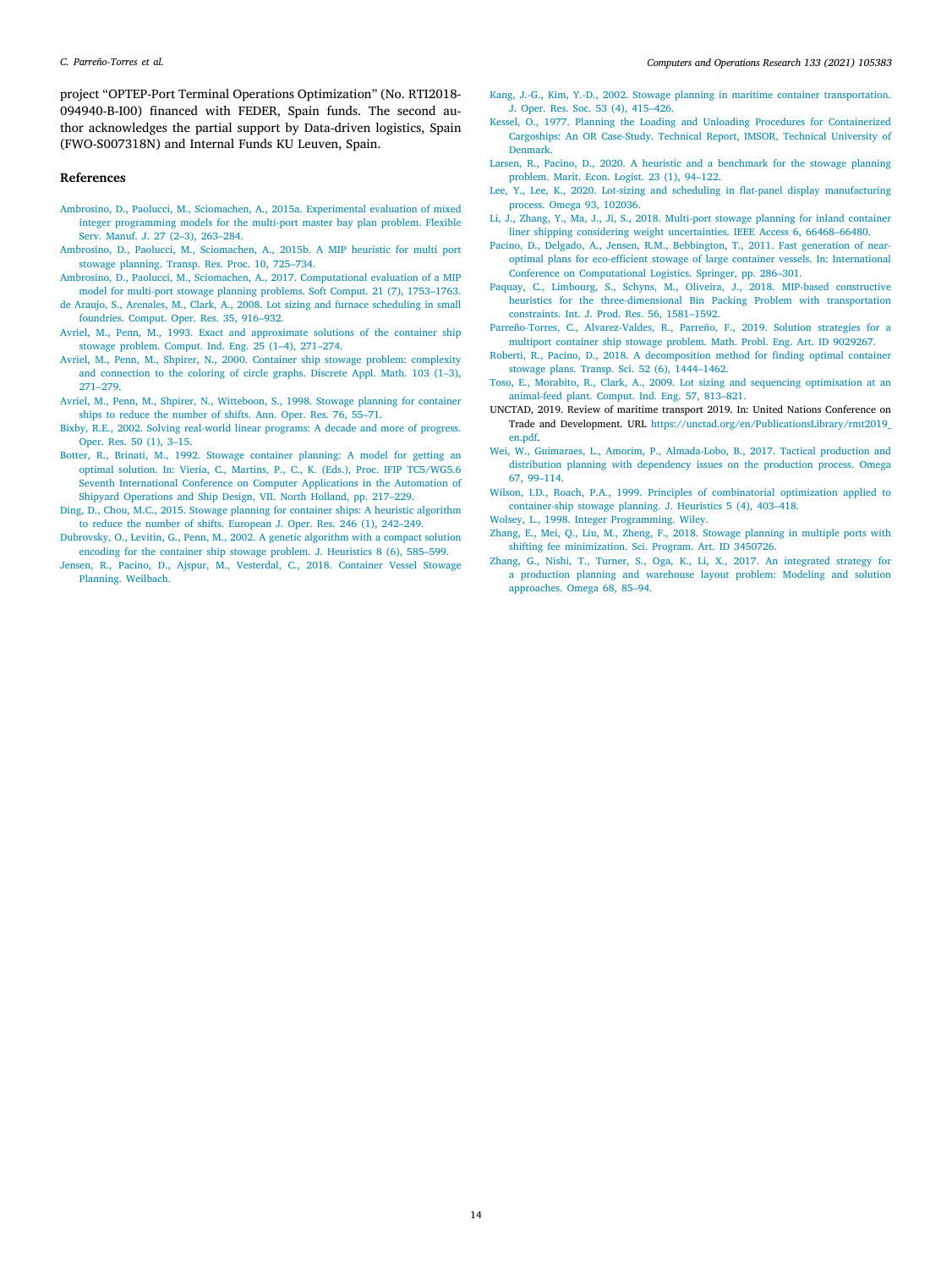project “OPTEP-Port Terminal Operations Optimization” (No. RTI2018-094940-B-I00) financed with FEDER, Spain funds. The second author acknowledges the partial support by Data-driven logistics, Spain (FWO-S007318N) and Internal Funds KU Leuven, Spain.

## References

Ambrosino, D., Paolucci, M., Sciomachen, A., 2015a. Experimental evaluation of mixed integer programming models for the multi-port master bay plan problem. Flexible Serv. Manuf. J. 27 (2–3), 263–284.

Ambrosino, D., Paolucci, M., Sciomachen, A., 2015b. A MIP heuristic for multi port stowage planning. Transp. Res. Proc. 10, 725–734.

Ambrosino, D., Paolucci, M., Sciomachen, A., 2017. Computational evaluation of a MIP model for multi-port stowage planning problems. Soft Comput. 21 (7), 1753–1763.

de Araujo, S., Arenales, M., Clark, A., 2008. Lot sizing and furnace scheduling in small foundries. Comput. Oper. Res. 35, 916–932.

Avriel, M., Penn, M., 1993. Exact and approximate solutions of the container ship stowage problem. Comput. Ind. Eng. 25 (1–4), 271–274.

Avriel, M., Penn, M., Shpirer, N., 2000. Container ship stowage problem: complexity and connection to the coloring of circle graphs. Discrete Appl. Math. 103 (1–3), 271–279.

Avriel, M., Penn, M., Shpirer, N., Witteboon, S., 1998. Stowage planning for container ships to reduce the number of shifts. Ann. Oper. Res. 76, 55–71.

Bixby, R.E., 2002. Solving real-world linear programs: A decade and more of progress. Oper. Res. 50 (1), 3–15.

Botter, R., Brinati, M., 1992. Stowage container planning: A model for getting an optimal solution. In: Vieria, C., Martins, P., C., K. (Eds.), Proc. IFIP TC5/WG5.6 Seventh International Conference on Computer Applications in the Automation of Shipyard Operations and Ship Design, VII. North Holland, pp. 217–229.

Ding, D., Chou, M.C., 2015. Stowage planning for container ships: A heuristic algorithm to reduce the number of shifts. European J. Oper. Res. 246 (1), 242–249.

Dubrovsky, O., Levitin, G., Penn, M., 2002. A genetic algorithm with a compact solution encoding for the container ship stowage problem. J. Heuristics 8 (6), 585–599.

Jensen, R., Pacino, D., Ajspur, M., Vesterdal, C., 2018. Container Vessel Stowage Planning. Weilbach.

Kang, J.-G., Kim, Y.-D., 2002. Stowage planning in maritime container transportation. J. Oper. Res. Soc. 53 (4), 415–426.

Kessel, O., 1977. Planning the Loading and Unloading Procedures for Containerized Cargoships: An OR Case-Study. Technical Report, IMSOR, Technical University of Denmark.

Larsen, R., Pacino, D., 2020. A heuristic and a benchmark for the stowage planning problem. Marit. Econ. Logist. 23 (1), 94–122.

Lee, Y., Lee, K., 2020. Lot-sizing and scheduling in flat-panel display manufacturing process. Omega 93, 102036.

Li, J., Zhang, Y., Ma, J., Ji, S., 2018. Multi-port stowage planning for inland container liner shipping considering weight uncertainties. IEEE Access 6, 66468–66480.

Pacino, D., Delgado, A., Jensen, R.M., Bebbington, T., 2011. Fast generation of near-optimal plans for eco-efficient stowage of large container vessels. In: International Conference on Computational Logistics. Springer, pp. 286–301.

Paquay, C., Limbourg, S., Schyns, M., Oliveira, J., 2018. MIP-based constructive heuristics for the three-dimensional Bin Packing Problem with transportation constraints. Int. J. Prod. Res. 56, 1581–1592.

Parreño-Torres, C., Alvarez-Valdes, R., Parreño, F., 2019. Solution strategies for a multiport container ship stowage problem. Math. Probl. Eng. Art. ID 9029267.

Roberti, R., Pacino, D., 2018. A decomposition method for finding optimal container stowage plans. Transp. Sci. 52 (6), 1444–1462.

Toso, E., Morabito, R., Clark, A., 2009. Lot sizing and sequencing optimisation at an animal-feed plant. Comput. Ind. Eng. 57, 813–821.

UNCTAD, 2019. Review of maritime transport 2019. In: United Nations Conference on Trade and Development. URL https://unctad.org/en/PublicationsLibrary/rmt2019_en.pdf.

Wei, W., Guimaraes, L., Amorim, P., Almada-Lobo, B., 2017. Tactical production and distribution planning with dependency issues on the production process. Omega 67, 99–114.

Wilson, I.D., Roach, P.A., 1999. Principles of combinatorial optimization applied to container-ship stowage planning. J. Heuristics 5 (4), 403–418.

Wolsey, L., 1998. Integer Programming. Wiley.

Zhang, E., Mei, Q., Liu, M., Zheng, F., 2018. Stowage planning in multiple ports with shifting fee minimization. Sci. Program. Art. ID 3450726.

Zhang, G., Nishi, T., Turner, S., Oga, K., Li, X., 2017. An integrated strategy for a production planning and warehouse layout problem: Modeling and solution approaches. Omega 68, 85–94.